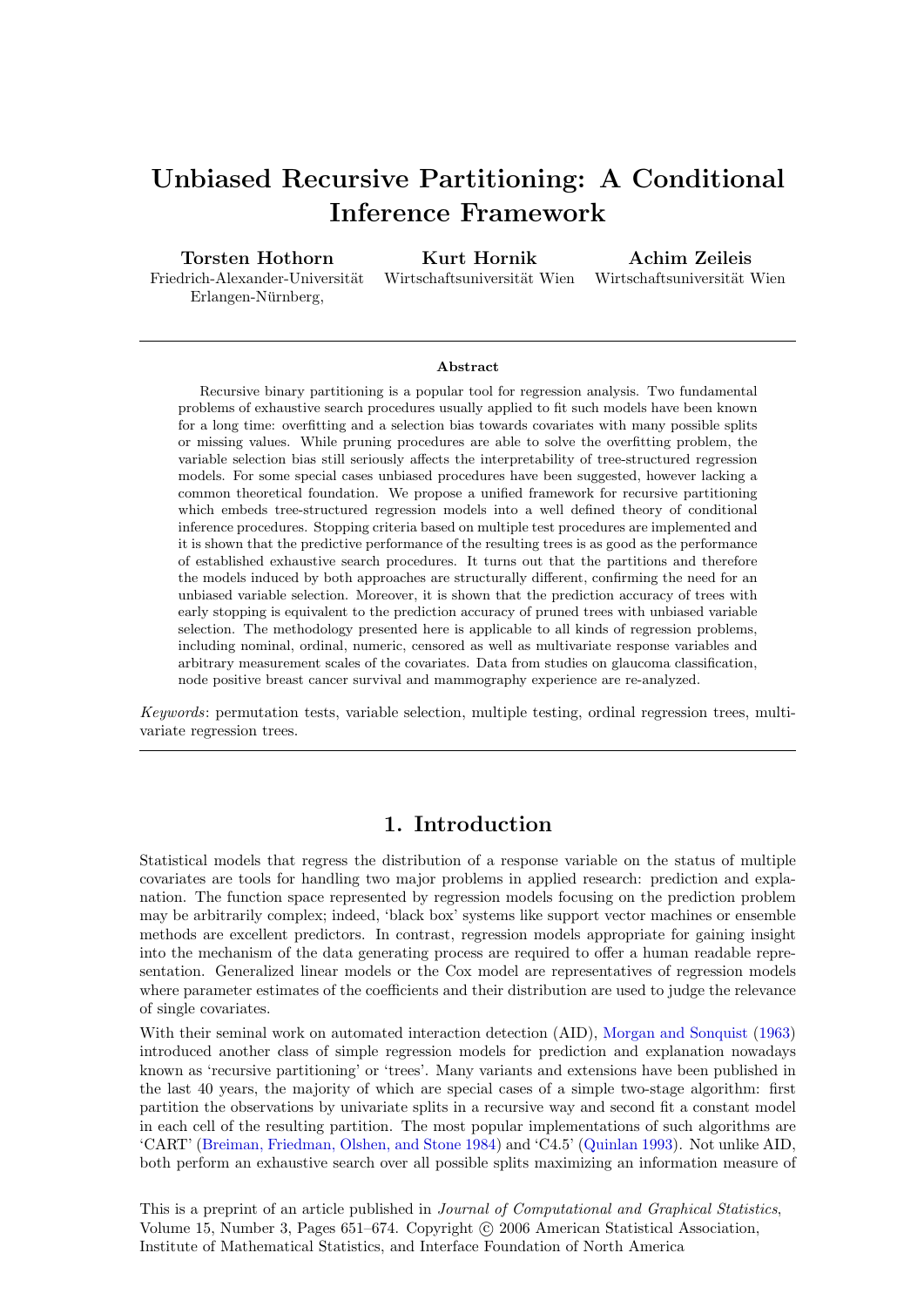# Unbiased Recursive Partitioning: A Conditional Inference Framework

**Torsten Hothorn**
Friedrich-Alexander-Universität Erlangen-Nürnberg,

**Kurt Hornik**
Wirtschaftsuniversität Wien

**Achim Zeileis**
Wirtschaftsuniversität Wien

---

**Abstract**

Recursive binary partitioning is a popular tool for regression analysis. Two fundamental problems of exhaustive search procedures usually applied to fit such models have been known for a long time: overfitting and a selection bias towards covariates with many possible splits or missing values. While pruning procedures are able to solve the overfitting problem, the variable selection bias still seriously affects the interpretability of tree-structured regression models. For some special cases unbiased procedures have been suggested, however lacking a common theoretical foundation. We propose a unified framework for recursive partitioning which embeds tree-structured regression models into a well defined theory of conditional inference procedures. Stopping criteria based on multiple test procedures are implemented and it is shown that the predictive performance of the resulting trees is as good as the performance of established exhaustive search procedures. It turns out that the partitions and therefore the models induced by both approaches are structurally different, confirming the need for an unbiased variable selection. Moreover, it is shown that the prediction accuracy of trees with early stopping is equivalent to the prediction accuracy of pruned trees with unbiased variable selection. The methodology presented here is applicable to all kinds of regression problems, including nominal, ordinal, numeric, censored as well as multivariate response variables and arbitrary measurement scales of the covariates. Data from studies on glaucoma classification, node positive breast cancer survival and mammography experience are re-analyzed.

*Keywords*: permutation tests, variable selection, multiple testing, ordinal regression trees, multivariate regression trees.

---

## 1. Introduction

Statistical models that regress the distribution of a response variable on the status of multiple covariates are tools for handling two major problems in applied research: prediction and explanation. The function space represented by regression models focusing on the prediction problem may be arbitrarily complex; indeed, 'black box' systems like support vector machines or ensemble methods are excellent predictors. In contrast, regression models appropriate for gaining insight into the mechanism of the data generating process are required to offer a human readable representation. Generalized linear models or the Cox model are representatives of regression models where parameter estimates of the coefficients and their distribution are used to judge the relevance of single covariates.

With their seminal work on automated interaction detection (AID), Morgan and Sonquist (1963) introduced another class of simple regression models for prediction and explanation nowadays known as 'recursive partitioning' or 'trees'. Many variants and extensions have been published in the last 40 years, the majority of which are special cases of a simple two-stage algorithm: first partition the observations by univariate splits in a recursive way and second fit a constant model in each cell of the resulting partition. The most popular implementations of such algorithms are 'CART' (Breiman, Friedman, Olshen, and Stone 1984) and 'C4.5' (Quinlan 1993). Not unlike AID, both perform an exhaustive search over all possible splits maximizing an information measure of

This is a preprint of an article published in *Journal of Computational and Graphical Statistics*, Volume 15, Number 3, Pages 651–674. Copyright © 2006 American Statistical Association, Institute of Mathematical Statistics, and Interface Foundation of North America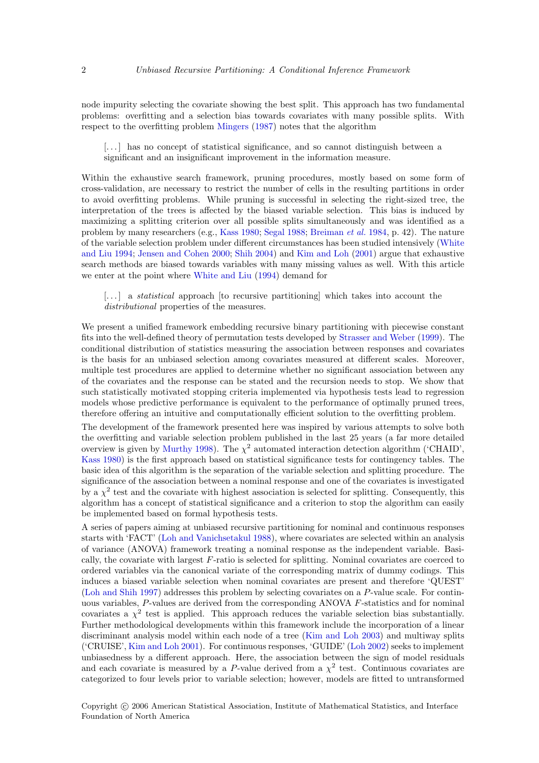node impurity selecting the covariate showing the best split. This approach has two fundamental problems: overfitting and a selection bias towards covariates with many possible splits. With respect to the overfitting problem Mingers (1987) notes that the algorithm

> [...] has no concept of statistical significance, and so cannot distinguish between a significant and an insignificant improvement in the information measure.

Within the exhaustive search framework, pruning procedures, mostly based on some form of cross-validation, are necessary to restrict the number of cells in the resulting partitions in order to avoid overfitting problems. While pruning is successful in selecting the right-sized tree, the interpretation of the trees is affected by the biased variable selection. This bias is induced by maximizing a splitting criterion over all possible splits simultaneously and was identified as a problem by many researchers (e.g., Kass 1980; Segal 1988; Breiman *et al.* 1984, p. 42). The nature of the variable selection problem under different circumstances has been studied intensively (White and Liu 1994; Jensen and Cohen 2000; Shih 2004) and Kim and Loh (2001) argue that exhaustive search methods are biased towards variables with many missing values as well. With this article we enter at the point where White and Liu (1994) demand for

> [...] a *statistical* approach [to recursive partitioning] which takes into account the *distributional* properties of the measures.

We present a unified framework embedding recursive binary partitioning with piecewise constant fits into the well-defined theory of permutation tests developed by Strasser and Weber (1999). The conditional distribution of statistics measuring the association between responses and covariates is the basis for an unbiased selection among covariates measured at different scales. Moreover, multiple test procedures are applied to determine whether no significant association between any of the covariates and the response can be stated and the recursion needs to stop. We show that such statistically motivated stopping criteria implemented via hypothesis tests lead to regression models whose predictive performance is equivalent to the performance of optimally pruned trees, therefore offering an intuitive and computationally efficient solution to the overfitting problem.

The development of the framework presented here was inspired by various attempts to solve both the overfitting and variable selection problem published in the last 25 years (a far more detailed overview is given by Murthy 1998). The $\chi^2$ automated interaction detection algorithm ('CHAID', Kass 1980) is the first approach based on statistical significance tests for contingency tables. The basic idea of this algorithm is the separation of the variable selection and splitting procedure. The significance of the association between a nominal response and one of the covariates is investigated by a $\chi^2$ test and the covariate with highest association is selected for splitting. Consequently, this algorithm has a concept of statistical significance and a criterion to stop the algorithm can easily be implemented based on formal hypothesis tests.

A series of papers aiming at unbiased recursive partitioning for nominal and continuous responses starts with 'FACT' (Loh and Vanichsetakul 1988), where covariates are selected within an analysis of variance (ANOVA) framework treating a nominal response as the independent variable. Basically, the covariate with largest $F$-ratio is selected for splitting. Nominal covariates are coerced to ordered variables via the canonical variate of the corresponding matrix of dummy codings. This induces a biased variable selection when nominal covariates are present and therefore 'QUEST' (Loh and Shih 1997) addresses this problem by selecting covariates on a $P$-value scale. For continuous variables, $P$-values are derived from the corresponding ANOVA $F$-statistics and for nominal covariates a $\chi^2$ test is applied. This approach reduces the variable selection bias substantially. Further methodological developments within this framework include the incorporation of a linear discriminant analysis model within each node of a tree (Kim and Loh 2003) and multiway splits ('CRUISE', Kim and Loh 2001). For continuous responses, 'GUIDE' (Loh 2002) seeks to implement unbiasedness by a different approach. Here, the association between the sign of model residuals and each covariate is measured by a $P$-value derived from a $\chi^2$ test. Continuous covariates are categorized to four levels prior to variable selection; however, models are fitted to untransformed

Copyright © 2006 American Statistical Association, Institute of Mathematical Statistics, and Interface Foundation of North America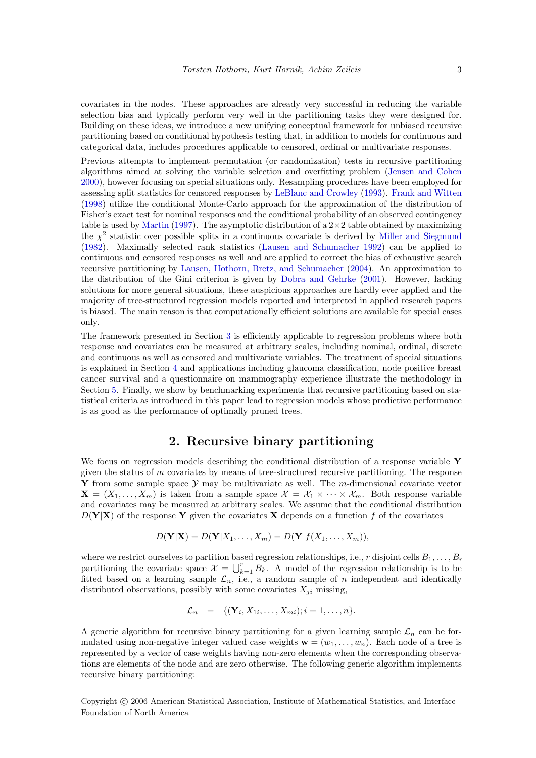covariates in the nodes. These approaches are already very successful in reducing the variable selection bias and typically perform very well in the partitioning tasks they were designed for. Building on these ideas, we introduce a new unifying conceptual framework for unbiased recursive partitioning based on conditional hypothesis testing that, in addition to models for continuous and categorical data, includes procedures applicable to censored, ordinal or multivariate responses.

Previous attempts to implement permutation (or randomization) tests in recursive partitioning algorithms aimed at solving the variable selection and overfitting problem (Jensen and Cohen 2000), however focusing on special situations only. Resampling procedures have been employed for assessing split statistics for censored responses by LeBlanc and Crowley (1993). Frank and Witten (1998) utilize the conditional Monte-Carlo approach for the approximation of the distribution of Fisher's exact test for nominal responses and the conditional probability of an observed contingency table is used by Martin (1997). The asymptotic distribution of a $2 \times 2$ table obtained by maximizing the $\chi^2$ statistic over possible splits in a continuous covariate is derived by Miller and Siegmund (1982). Maximally selected rank statistics (Lausen and Schumacher 1992) can be applied to continuous and censored responses as well and are applied to correct the bias of exhaustive search recursive partitioning by Lausen, Hothorn, Bretz, and Schumacher (2004). An approximation to the distribution of the Gini criterion is given by Dobra and Gehrke (2001). However, lacking solutions for more general situations, these auspicious approaches are hardly ever applied and the majority of tree-structured regression models reported and interpreted in applied research papers is biased. The main reason is that computationally efficient solutions are available for special cases only.

The framework presented in Section 3 is efficiently applicable to regression problems where both response and covariates can be measured at arbitrary scales, including nominal, ordinal, discrete and continuous as well as censored and multivariate variables. The treatment of special situations is explained in Section 4 and applications including glaucoma classification, node positive breast cancer survival and a questionnaire on mammography experience illustrate the methodology in Section 5. Finally, we show by benchmarking experiments that recursive partitioning based on statistical criteria as introduced in this paper lead to regression models whose predictive performance is as good as the performance of optimally pruned trees.

## 2. Recursive binary partitioning

We focus on regression models describing the conditional distribution of a response variable $\mathbf{Y}$ given the status of $m$ covariates by means of tree-structured recursive partitioning. The response $\mathbf{Y}$ from some sample space $\mathcal{Y}$ may be multivariate as well. The $m$-dimensional covariate vector $\mathbf{X} = (X_1, \dots, X_m)$ is taken from a sample space $\mathcal{X} = \mathcal{X}_1 \times \dots \times \mathcal{X}_m$. Both response variable and covariates may be measured at arbitrary scales. We assume that the conditional distribution $D(\mathbf{Y}|\mathbf{X})$ of the response $\mathbf{Y}$ given the covariates $\mathbf{X}$ depends on a function $f$ of the covariates

$$D(\mathbf{Y}|\mathbf{X}) = D(\mathbf{Y}|X_1, \dots, X_m) = D(\mathbf{Y}|f(X_1, \dots, X_m)),$$

where we restrict ourselves to partition based regression relationships, i.e., $r$ disjoint cells $B_1, \dots, B_r$ partitioning the covariate space $\mathcal{X} = \bigcup_{k=1}^{r} B_k$. A model of the regression relationship is to be fitted based on a learning sample $\mathcal{L}_n$, i.e., a random sample of $n$ independent and identically distributed observations, possibly with some covariates $X_{ji}$ missing,

$$\mathcal{L}_n \quad = \quad \{(\mathbf{Y}_i, X_{1i}, \dots, X_{mi}); i = 1, \dots, n\}.$$

A generic algorithm for recursive binary partitioning for a given learning sample $\mathcal{L}_n$ can be formulated using non-negative integer valued case weights $\mathbf{w} = (w_1, \dots, w_n)$. Each node of a tree is represented by a vector of case weights having non-zero elements when the corresponding observations are elements of the node and are zero otherwise. The following generic algorithm implements recursive binary partitioning:

Copyright © 2006 American Statistical Association, Institute of Mathematical Statistics, and Interface Foundation of North America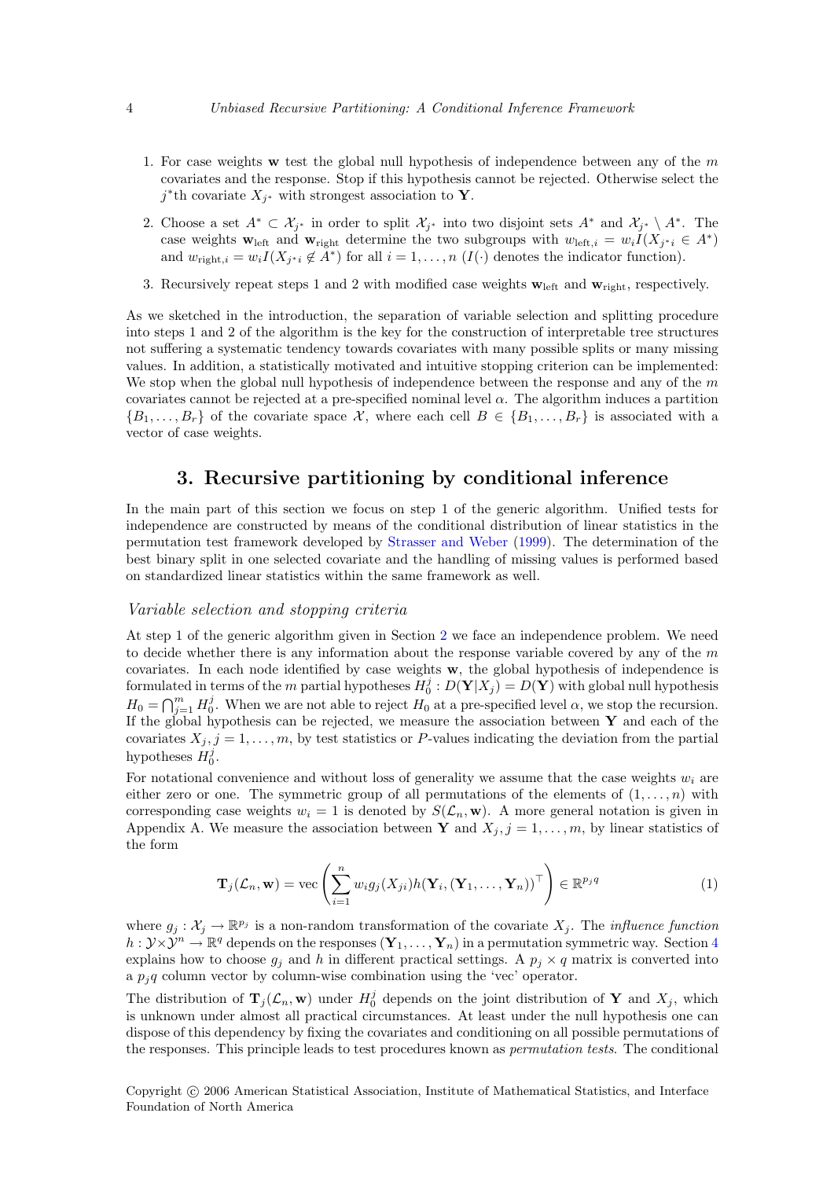1. For case weights $\mathbf{w}$ test the global null hypothesis of independence between any of the $m$ covariates and the response. Stop if this hypothesis cannot be rejected. Otherwise select the $j^*$th covariate $X_{j^*}$ with strongest association to $\mathbf{Y}$.
2. Choose a set $A^* \subset \mathcal{X}_{j^*}$ in order to split $\mathcal{X}_{j^*}$ into two disjoint sets $A^*$ and $\mathcal{X}_{j^*} \setminus A^*$. The case weights $\mathbf{w}_{\text{left}}$ and $\mathbf{w}_{\text{right}}$ determine the two subgroups with $w_{\text{left},i} = w_i I(X_{j^*i} \in A^*)$ and $w_{\text{right},i} = w_i I(X_{j^*i} \notin A^*)$ for all $i = 1, \dots, n$ ($I(\cdot)$ denotes the indicator function).
3. Recursively repeat steps 1 and 2 with modified case weights $\mathbf{w}_{\text{left}}$ and $\mathbf{w}_{\text{right}}$, respectively.

As we sketched in the introduction, the separation of variable selection and splitting procedure into steps 1 and 2 of the algorithm is the key for the construction of interpretable tree structures not suffering a systematic tendency towards covariates with many possible splits or many missing values. In addition, a statistically motivated and intuitive stopping criterion can be implemented: We stop when the global null hypothesis of independence between the response and any of the $m$ covariates cannot be rejected at a pre-specified nominal level $\alpha$. The algorithm induces a partition $\{B_1, \dots, B_r\}$ of the covariate space $\mathcal{X}$, where each cell $B \in \{B_1, \dots, B_r\}$ is associated with a vector of case weights.

## 3. Recursive partitioning by conditional inference

In the main part of this section we focus on step 1 of the generic algorithm. Unified tests for independence are constructed by means of the conditional distribution of linear statistics in the permutation test framework developed by Strasser and Weber (1999). The determination of the best binary split in one selected covariate and the handling of missing values is performed based on standardized linear statistics within the same framework as well.

### *Variable selection and stopping criteria*

At step 1 of the generic algorithm given in Section 2 we face an independence problem. We need to decide whether there is any information about the response variable covered by any of the $m$ covariates. In each node identified by case weights $\mathbf{w}$, the global hypothesis of independence is formulated in terms of the $m$ partial hypotheses $H_0^j : D(\mathbf{Y}|X_j) = D(\mathbf{Y})$ with global null hypothesis $H_0 = \bigcap_{j=1}^m H_0^j$. When we are not able to reject $H_0$ at a pre-specified level $\alpha$, we stop the recursion. If the global hypothesis can be rejected, we measure the association between $\mathbf{Y}$ and each of the covariates $X_j, j = 1, \dots, m$, by test statistics or $P$-values indicating the deviation from the partial hypotheses $H_0^j$.

For notational convenience and without loss of generality we assume that the case weights $w_i$ are either zero or one. The symmetric group of all permutations of the elements of $(1, \dots, n)$ with corresponding case weights $w_i = 1$ is denoted by $S(\mathcal{L}_n, \mathbf{w})$. A more general notation is given in Appendix A. We measure the association between $\mathbf{Y}$ and $X_j, j = 1, \dots, m$, by linear statistics of the form

$$\mathbf{T}_j(\mathcal{L}_n, \mathbf{w}) = \text{vec}\left(\sum_{i=1}^n w_i g_j(X_{ji}) h(\mathbf{Y}_i, (\mathbf{Y}_1, \dots, \mathbf{Y}_n))^\top\right) \in \mathbb{R}^{p_j q} \tag{1}$$

where $g_j : \mathcal{X}_j \to \mathbb{R}^{p_j}$ is a non-random transformation of the covariate $X_j$. The *influence function* $h : \mathcal{Y} \times \mathcal{Y}^n \to \mathbb{R}^q$ depends on the responses $(\mathbf{Y}_1, \dots, \mathbf{Y}_n)$ in a permutation symmetric way. Section 4 explains how to choose $g_j$ and $h$ in different practical settings. A $p_j \times q$ matrix is converted into a $p_j q$ column vector by column-wise combination using the 'vec' operator.

The distribution of $\mathbf{T}_j(\mathcal{L}_n, \mathbf{w})$ under $H_0^j$ depends on the joint distribution of $\mathbf{Y}$ and $X_j$, which is unknown under almost all practical circumstances. At least under the null hypothesis one can dispose of this dependency by fixing the covariates and conditioning on all possible permutations of the responses. This principle leads to test procedures known as *permutation tests*. The conditional

Copyright © 2006 American Statistical Association, Institute of Mathematical Statistics, and Interface Foundation of North America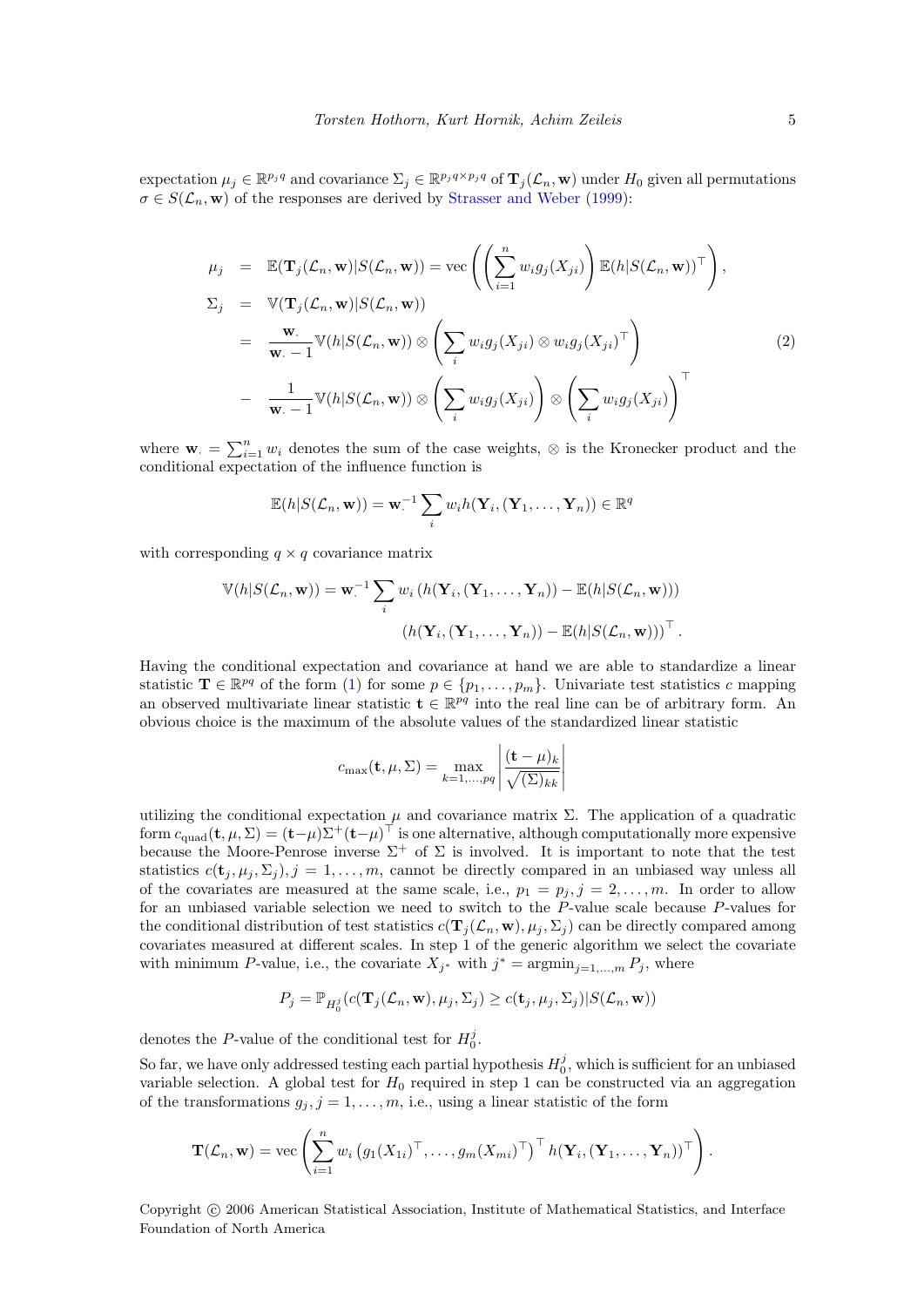expectation $\mu_j \in \mathbb{R}^{p_j q}$ and covariance $\Sigma_j \in \mathbb{R}^{p_j q \times p_j q}$ of $\mathbf{T}_j(\mathcal{L}_n, \mathbf{w})$ under $H_0$ given all permutations $\sigma \in S(\mathcal{L}_n, \mathbf{w})$ of the responses are derived by Strasser and Weber (1999):

$$
\begin{aligned}
\mu_j &= \mathbb{E}(\mathbf{T}_j(\mathcal{L}_n, \mathbf{w}) | S(\mathcal{L}_n, \mathbf{w})) = \operatorname{vec}\left( \left( \sum_{i=1}^n w_i g_j(X_{ji}) \right) \mathbb{E}(h | S(\mathcal{L}_n, \mathbf{w}))^\top \right), \\
\Sigma_j &= \mathbb{V}(\mathbf{T}_j(\mathcal{L}_n, \mathbf{w}) | S(\mathcal{L}_n, \mathbf{w})) \\
&= \frac{\mathbf{w}_\cdot}{\mathbf{w}_\cdot - 1} \mathbb{V}(h | S(\mathcal{L}_n, \mathbf{w})) \otimes \left( \sum_i w_i g_j(X_{ji}) \otimes w_i g_j(X_{ji})^\top \right) \\
&- \frac{1}{\mathbf{w}_\cdot - 1} \mathbb{V}(h | S(\mathcal{L}_n, \mathbf{w})) \otimes \left( \sum_i w_i g_j(X_{ji}) \right) \otimes \left( \sum_i w_i g_j(X_{ji}) \right)^\top
\end{aligned}
\tag{2}
$$

where $\mathbf{w}_\cdot = \sum_{i=1}^n w_i$ denotes the sum of the case weights, $\otimes$ is the Kronecker product and the conditional expectation of the influence function is

$$
\mathbb{E}(h | S(\mathcal{L}_n, \mathbf{w})) = \mathbf{w}_\cdot^{-1} \sum_i w_i h(\mathbf{Y}_i, (\mathbf{Y}_1, \dots, \mathbf{Y}_n)) \in \mathbb{R}^q
$$

with corresponding $q \times q$ covariance matrix

$$
\begin{aligned}
\mathbb{V}(h | S(\mathcal{L}_n, \mathbf{w})) = \mathbf{w}_\cdot^{-1} \sum_i w_i & \left( h(\mathbf{Y}_i, (\mathbf{Y}_1, \dots, \mathbf{Y}_n)) - \mathbb{E}(h | S(\mathcal{L}_n, \mathbf{w})) \right) \\
& \left( h(\mathbf{Y}_i, (\mathbf{Y}_1, \dots, \mathbf{Y}_n)) - \mathbb{E}(h | S(\mathcal{L}_n, \mathbf{w})) \right)^\top .
\end{aligned}
$$

Having the conditional expectation and covariance at hand we are able to standardize a linear statistic $\mathbf{T} \in \mathbb{R}^{pq}$ of the form (1) for some $p \in \{p_1, \dots, p_m\}$. Univariate test statistics $c$ mapping an observed multivariate linear statistic $\mathbf{t} \in \mathbb{R}^{pq}$ into the real line can be of arbitrary form. An obvious choice is the maximum of the absolute values of the standardized linear statistic

$$
c_{\max}(\mathbf{t}, \mu, \Sigma) = \max_{k=1,\dots,pq} \left| \frac{(\mathbf{t} - \mu)_k}{\sqrt{(\Sigma)_{kk}}} \right|
$$

utilizing the conditional expectation $\mu$ and covariance matrix $\Sigma$. The application of a quadratic form $c_{\text{quad}}(\mathbf{t}, \mu, \Sigma) = (\mathbf{t} - \mu) \Sigma^+ (\mathbf{t} - \mu)^\top$ is one alternative, although computationally more expensive because the Moore-Penrose inverse $\Sigma^+$ of $\Sigma$ is involved. It is important to note that the test statistics $c(\mathbf{t}_j, \mu_j, \Sigma_j), j = 1, \dots, m$, cannot be directly compared in an unbiased way unless all of the covariates are measured at the same scale, i.e., $p_1 = p_j, j = 2, \dots, m$. In order to allow for an unbiased variable selection we need to switch to the $P$-value scale because $P$-values for the conditional distribution of test statistics $c(\mathbf{T}_j(\mathcal{L}_n, \mathbf{w}), \mu_j, \Sigma_j)$ can be directly compared among covariates measured at different scales. In step 1 of the generic algorithm we select the covariate with minimum $P$-value, i.e., the covariate $X_{j^*}$ with $j^* = \operatorname{argmin}_{j=1,\dots,m} P_j$, where

$$
P_j = \mathbb{P}_{H_0^j}(c(\mathbf{T}_j(\mathcal{L}_n, \mathbf{w}), \mu_j, \Sigma_j) \geq c(\mathbf{t}_j, \mu_j, \Sigma_j) | S(\mathcal{L}_n, \mathbf{w}))
$$

denotes the $P$-value of the conditional test for $H_0^j$.

So far, we have only addressed testing each partial hypothesis $H_0^j$, which is sufficient for an unbiased variable selection. A global test for $H_0$ required in step 1 can be constructed via an aggregation of the transformations $g_j, j = 1, \dots, m$, i.e., using a linear statistic of the form

$$
\mathbf{T}(\mathcal{L}_n, \mathbf{w}) = \operatorname{vec}\left( \sum_{i=1}^n w_i \left( g_1(X_{1i})^\top, \dots, g_m(X_{mi})^\top \right)^\top h(\mathbf{Y}_i, (\mathbf{Y}_1, \dots, \mathbf{Y}_n))^\top \right).
$$

Copyright © 2006 American Statistical Association, Institute of Mathematical Statistics, and Interface Foundation of North America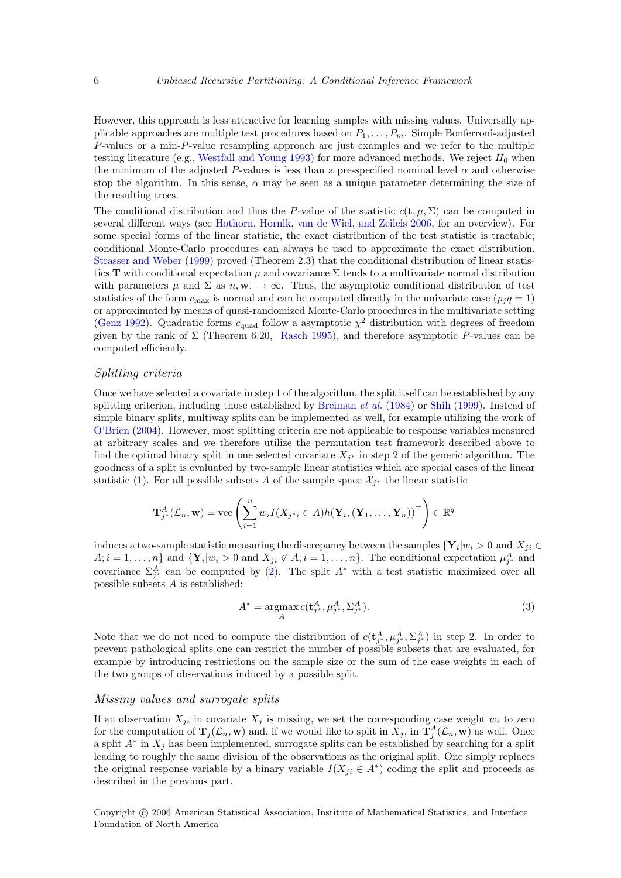However, this approach is less attractive for learning samples with missing values. Universally applicable approaches are multiple test procedures based on $P_1, \dots, P_m$. Simple Bonferroni-adjusted $P$-values or a min-$P$-value resampling approach are just examples and we refer to the multiple testing literature (e.g., Westfall and Young 1993) for more advanced methods. We reject $H_0$ when the minimum of the adjusted $P$-values is less than a pre-specified nominal level $\alpha$ and otherwise stop the algorithm. In this sense, $\alpha$ may be seen as a unique parameter determining the size of the resulting trees.

The conditional distribution and thus the $P$-value of the statistic $c(\mathbf{t}, \mu, \Sigma)$ can be computed in several different ways (see Hothorn, Hornik, van de Wiel, and Zeileis 2006, for an overview). For some special forms of the linear statistic, the exact distribution of the test statistic is tractable; conditional Monte-Carlo procedures can always be used to approximate the exact distribution. Strasser and Weber (1999) proved (Theorem 2.3) that the conditional distribution of linear statistics $\mathbf{T}$ with conditional expectation $\mu$ and covariance $\Sigma$ tends to a multivariate normal distribution with parameters $\mu$ and $\Sigma$ as $n, \mathbf{w}_\cdot \to \infty$. Thus, the asymptotic conditional distribution of test statistics of the form $c_{\max}$ is normal and can be computed directly in the univariate case ($p_j q = 1$) or approximated by means of quasi-randomized Monte-Carlo procedures in the multivariate setting (Genz 1992). Quadratic forms $c_{\text{quad}}$ follow a asymptotic $\chi^2$ distribution with degrees of freedom given by the rank of $\Sigma$ (Theorem 6.20, Rasch 1995), and therefore asymptotic $P$-values can be computed efficiently.

### *Splitting criteria*

Once we have selected a covariate in step 1 of the algorithm, the split itself can be established by any splitting criterion, including those established by Breiman *et al.* (1984) or Shih (1999). Instead of simple binary splits, multiway splits can be implemented as well, for example utilizing the work of O'Brien (2004). However, most splitting criteria are not applicable to response variables measured at arbitrary scales and we therefore utilize the permutation test framework described above to find the optimal binary split in one selected covariate $X_{j^*}$ in step 2 of the generic algorithm. The goodness of a split is evaluated by two-sample linear statistics which are special cases of the linear statistic (1). For all possible subsets $A$ of the sample space $\mathcal{X}_{j^*}$ the linear statistic

$$\mathbf{T}^A_{j^*}(\mathcal{L}_n, \mathbf{w}) = \operatorname{vec}\left(\sum_{i=1}^n w_i I(X_{j^*i} \in A) h(\mathbf{Y}_i, (\mathbf{Y}_1, \dots, \mathbf{Y}_n))^\top\right) \in \mathbb{R}^q$$

induces a two-sample statistic measuring the discrepancy between the samples $\{\mathbf{Y}_i | w_i > 0 \text{ and } X_{ji} \in A; i = 1, \dots, n\}$ and $\{\mathbf{Y}_i | w_i > 0 \text{ and } X_{ji} \notin A; i = 1, \dots, n\}$. The conditional expectation $\mu^A_{j^*}$ and covariance $\Sigma^A_{j^*}$ can be computed by (2). The split $A^*$ with a test statistic maximized over all possible subsets $A$ is established:

$$A^* = \operatorname*{argmax}_A c(\mathbf{t}^A_{j^*}, \mu^A_{j^*}, \Sigma^A_{j^*}). \tag{3}$$

Note that we do not need to compute the distribution of $c(\mathbf{t}^A_{j^*}, \mu^A_{j^*}, \Sigma^A_{j^*})$ in step 2. In order to prevent pathological splits one can restrict the number of possible subsets that are evaluated, for example by introducing restrictions on the sample size or the sum of the case weights in each of the two groups of observations induced by a possible split.

### *Missing values and surrogate splits*

If an observation $X_{ji}$ in covariate $X_j$ is missing, we set the corresponding case weight $w_i$ to zero for the computation of $\mathbf{T}_j(\mathcal{L}_n, \mathbf{w})$ and, if we would like to split in $X_j$, in $\mathbf{T}^A_j(\mathcal{L}_n, \mathbf{w})$ as well. Once a split $A^*$ in $X_j$ has been implemented, surrogate splits can be established by searching for a split leading to roughly the same division of the observations as the original split. One simply replaces the original response variable by a binary variable $I(X_{ji} \in A^*)$ coding the split and proceeds as described in the previous part.

Copyright © 2006 American Statistical Association, Institute of Mathematical Statistics, and Interface Foundation of North America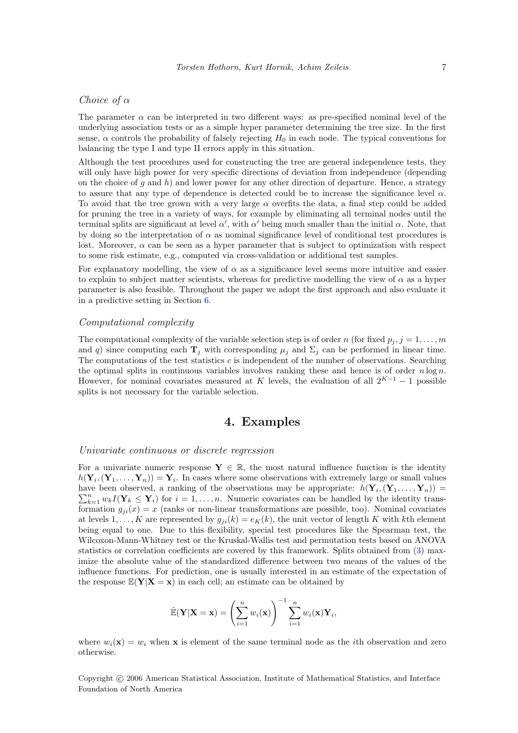*Choice of $\alpha$*

The parameter $\alpha$ can be interpreted in two different ways: as pre-specified nominal level of the underlying association tests or as a simple hyper parameter determining the tree size. In the first sense, $\alpha$ controls the probability of falsely rejecting $H_0$ in each node. The typical conventions for balancing the type I and type II errors apply in this situation.

Although the test procedures used for constructing the tree are general independence tests, they will only have high power for very specific directions of deviation from independence (depending on the choice of $g$ and $h$) and lower power for any other direction of departure. Hence, a strategy to assure that any type of dependence is detected could be to increase the significance level $\alpha$. To avoid that the tree grown with a very large $\alpha$ overfits the data, a final step could be added for pruning the tree in a variety of ways, for example by eliminating all terminal nodes until the terminal splits are significant at level $\alpha'$, with $\alpha'$ being much smaller than the initial $\alpha$. Note, that by doing so the interpretation of $\alpha$ as nominal significance level of conditional test procedures is lost. Moreover, $\alpha$ can be seen as a hyper parameter that is subject to optimization with respect to some risk estimate, e.g., computed via cross-validation or additional test samples.

For explanatory modelling, the view of $\alpha$ as a significance level seems more intuitive and easier to explain to subject matter scientists, whereas for predictive modelling the view of $\alpha$ as a hyper parameter is also feasible. Throughout the paper we adopt the first approach and also evaluate it in a predictive setting in Section 6.

*Computational complexity*

The computational complexity of the variable selection step is of order $n$ (for fixed $p_j, j = 1, \ldots, m$ and $q$) since computing each $\mathbf{T}_j$ with corresponding $\mu_j$ and $\Sigma_j$ can be performed in linear time. The computations of the test statistics $c$ is independent of the number of observations. Searching the optimal splits in continuous variables involves ranking these and hence is of order $n \log n$. However, for nominal covariates measured at $K$ levels, the evaluation of all $2^{K-1} - 1$ possible splits is not necessary for the variable selection.

# 4. Examples

*Univariate continuous or discrete regression*

For a univariate numeric response $\mathbf{Y} \in \mathbb{R}$, the most natural influence function is the identity $h(\mathbf{Y}_i, (\mathbf{Y}_1, \ldots, \mathbf{Y}_n)) = \mathbf{Y}_i$. In cases where some observations with extremely large or small values have been observed, a ranking of the observations may be appropriate: $h(\mathbf{Y}_i, (\mathbf{Y}_1, \ldots, \mathbf{Y}_n)) = \sum_{k=1}^{n} w_k I(\mathbf{Y}_k \leq \mathbf{Y}_i)$ for $i = 1, \ldots, n$. Numeric covariates can be handled by the identity transformation $g_{ji}(x) = x$ (ranks or non-linear transformations are possible, too). Nominal covariates at levels $1, \ldots, K$ are represented by $g_{ji}(k) = e_K(k)$, the unit vector of length $K$ with $k$th element being equal to one. Due to this flexibility, special test procedures like the Spearman test, the Wilcoxon-Mann-Whitney test or the Kruskal-Wallis test and permutation tests based on ANOVA statistics or correlation coefficients are covered by this framework. Splits obtained from (3) maximize the absolute value of the standardized difference between two means of the values of the influence functions. For prediction, one is usually interested in an estimate of the expectation of the response $\mathbb{E}(\mathbf{Y}|\mathbf{X} = \mathbf{x})$ in each cell; an estimate can be obtained by

$$\hat{\mathbb{E}}(\mathbf{Y}|\mathbf{X} = \mathbf{x}) = \left( \sum_{i=1}^{n} w_i(\mathbf{x}) \right)^{-1} \sum_{i=1}^{n} w_i(\mathbf{x}) \mathbf{Y}_i,$$

where $w_i(\mathbf{x}) = w_i$ when $\mathbf{x}$ is element of the same terminal node as the $i$th observation and zero otherwise.

Copyright © 2006 American Statistical Association, Institute of Mathematical Statistics, and Interface Foundation of North America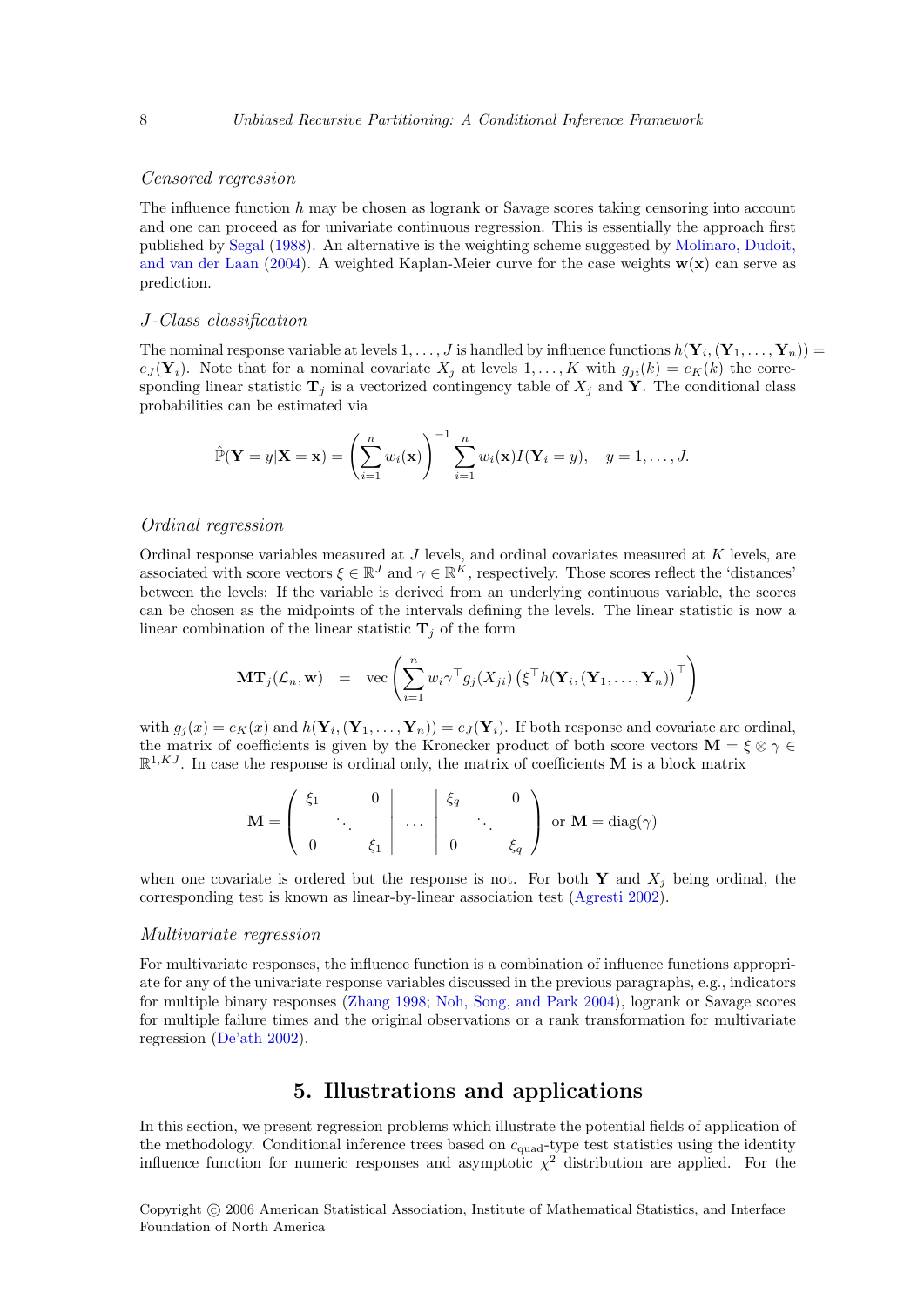*Censored regression*

The influence function $h$ may be chosen as logrank or Savage scores taking censoring into account and one can proceed as for univariate continuous regression. This is essentially the approach first published by Segal (1988). An alternative is the weighting scheme suggested by Molinaro, Dudoit, and van der Laan (2004). A weighted Kaplan-Meier curve for the case weights $\mathbf{w}(\mathbf{x})$ can serve as prediction.

*J-Class classification*

The nominal response variable at levels $1, \ldots, J$ is handled by influence functions $h(\mathbf{Y}_i, (\mathbf{Y}_1, \ldots, \mathbf{Y}_n)) = e_J(\mathbf{Y}_i)$. Note that for a nominal covariate $X_j$ at levels $1, \ldots, K$ with $g_{ji}(k) = e_K(k)$ the corresponding linear statistic $\mathbf{T}_j$ is a vectorized contingency table of $X_j$ and $\mathbf{Y}$. The conditional class probabilities can be estimated via

$$\hat{\mathbb{P}}(\mathbf{Y} = y | \mathbf{X} = \mathbf{x}) = \left( \sum_{i=1}^{n} w_i(\mathbf{x}) \right)^{-1} \sum_{i=1}^{n} w_i(\mathbf{x}) I(\mathbf{Y}_i = y), \quad y = 1, \ldots, J.$$

*Ordinal regression*

Ordinal response variables measured at $J$ levels, and ordinal covariates measured at $K$ levels, are associated with score vectors $\xi \in \mathbb{R}^J$ and $\gamma \in \mathbb{R}^K$, respectively. Those scores reflect the 'distances' between the levels: If the variable is derived from an underlying continuous variable, the scores can be chosen as the midpoints of the intervals defining the levels. The linear statistic is now a linear combination of the linear statistic $\mathbf{T}_j$ of the form

$$\mathbf{M}\mathbf{T}_j(\mathcal{L}_n, \mathbf{w}) \;\; = \;\; \operatorname{vec}\left( \sum_{i=1}^{n} w_i \gamma^\top g_j(X_{ji}) \left( \xi^\top h(\mathbf{Y}_i, (\mathbf{Y}_1, \ldots, \mathbf{Y}_n) \right)^\top \right)$$

with $g_j(x) = e_K(x)$ and $h(\mathbf{Y}_i, (\mathbf{Y}_1, \ldots, \mathbf{Y}_n)) = e_J(\mathbf{Y}_i)$. If both response and covariate are ordinal, the matrix of coefficients is given by the Kronecker product of both score vectors $\mathbf{M} = \xi \otimes \gamma \in \mathbb{R}^{1,KJ}$. In case the response is ordinal only, the matrix of coefficients $\mathbf{M}$ is a block matrix

$$\mathbf{M} = \left( \begin{array}{ccc|c|ccc} \xi_1 & & 0 & & \xi_q & & 0 \\ & \ddots & & \ldots & & \ddots & \\ 0 & & \xi_1 & & 0 & & \xi_q \end{array} \right) \text{ or } \mathbf{M} = \operatorname{diag}(\gamma)$$

when one covariate is ordered but the response is not. For both $\mathbf{Y}$ and $X_j$ being ordinal, the corresponding test is known as linear-by-linear association test (Agresti 2002).

*Multivariate regression*

For multivariate responses, the influence function is a combination of influence functions appropriate for any of the univariate response variables discussed in the previous paragraphs, e.g., indicators for multiple binary responses (Zhang 1998; Noh, Song, and Park 2004), logrank or Savage scores for multiple failure times and the original observations or a rank transformation for multivariate regression (De'ath 2002).

## 5. Illustrations and applications

In this section, we present regression problems which illustrate the potential fields of application of the methodology. Conditional inference trees based on $c_{\text{quad}}$-type test statistics using the identity influence function for numeric responses and asymptotic $\chi^2$ distribution are applied. For the

Copyright © 2006 American Statistical Association, Institute of Mathematical Statistics, and Interface Foundation of North America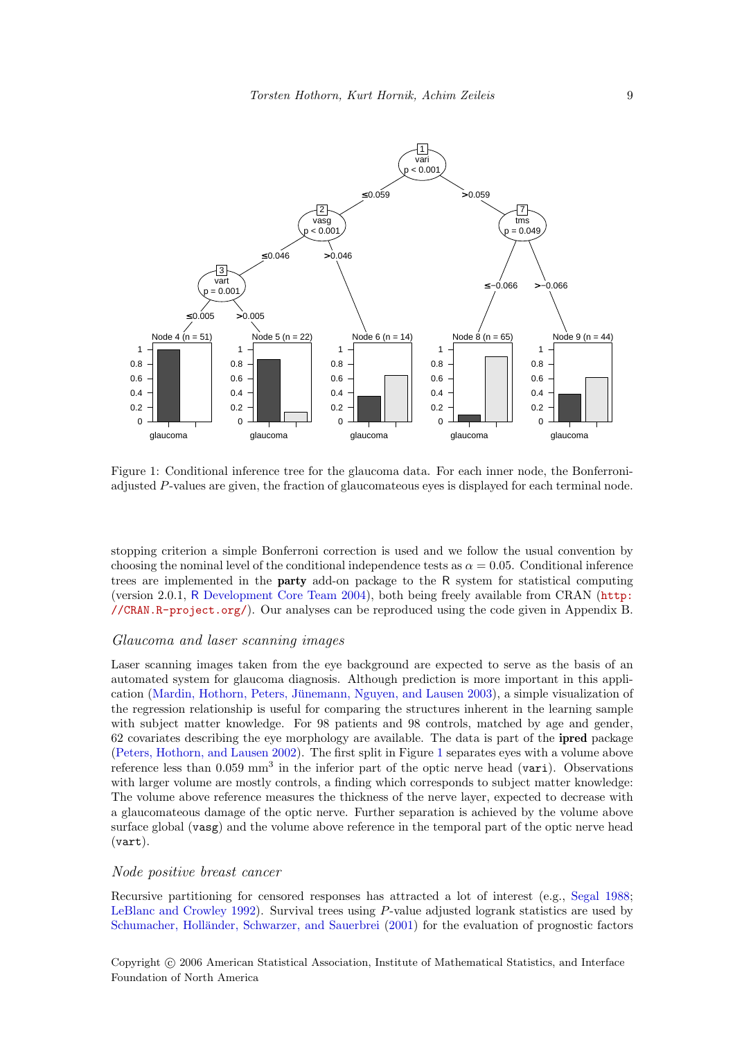Figure 1: Conditional inference tree for the glaucoma data. For each inner node, the Bonferroni-adjusted $P$-values are given, the fraction of glaucomateous eyes is displayed for each terminal node.

stopping criterion a simple Bonferroni correction is used and we follow the usual convention by choosing the nominal level of the conditional independence tests as $\alpha = 0.05$. Conditional inference trees are implemented in the **party** add-on package to the R system for statistical computing (version 2.0.1, R Development Core Team 2004), both being freely available from CRAN (http://CRAN.R-project.org/). Our analyses can be reproduced using the code given in Appendix B.

### *Glaucoma and laser scanning images*

Laser scanning images taken from the eye background are expected to serve as the basis of an automated system for glaucoma diagnosis. Although prediction is more important in this application (Mardin, Hothorn, Peters, Jünemann, Nguyen, and Lausen 2003), a simple visualization of the regression relationship is useful for comparing the structures inherent in the learning sample with subject matter knowledge. For 98 patients and 98 controls, matched by age and gender, 62 covariates describing the eye morphology are available. The data is part of the **ipred** package (Peters, Hothorn, and Lausen 2002). The first split in Figure 1 separates eyes with a volume above reference less than 0.059 $\text{mm}^3$ in the inferior part of the optic nerve head (`vari`). Observations with larger volume are mostly controls, a finding which corresponds to subject matter knowledge: The volume above reference measures the thickness of the nerve layer, expected to decrease with a glaucomateous damage of the optic nerve. Further separation is achieved by the volume above surface global (`vasg`) and the volume above reference in the temporal part of the optic nerve head (`vart`).

### *Node positive breast cancer*

Recursive partitioning for censored responses has attracted a lot of interest (e.g., Segal 1988; LeBlanc and Crowley 1992). Survival trees using $P$-value adjusted logrank statistics are used by Schumacher, Holländer, Schwarzer, and Sauerbrei (2001) for the evaluation of prognostic factors

Copyright © 2006 American Statistical Association, Institute of Mathematical Statistics, and Interface Foundation of North America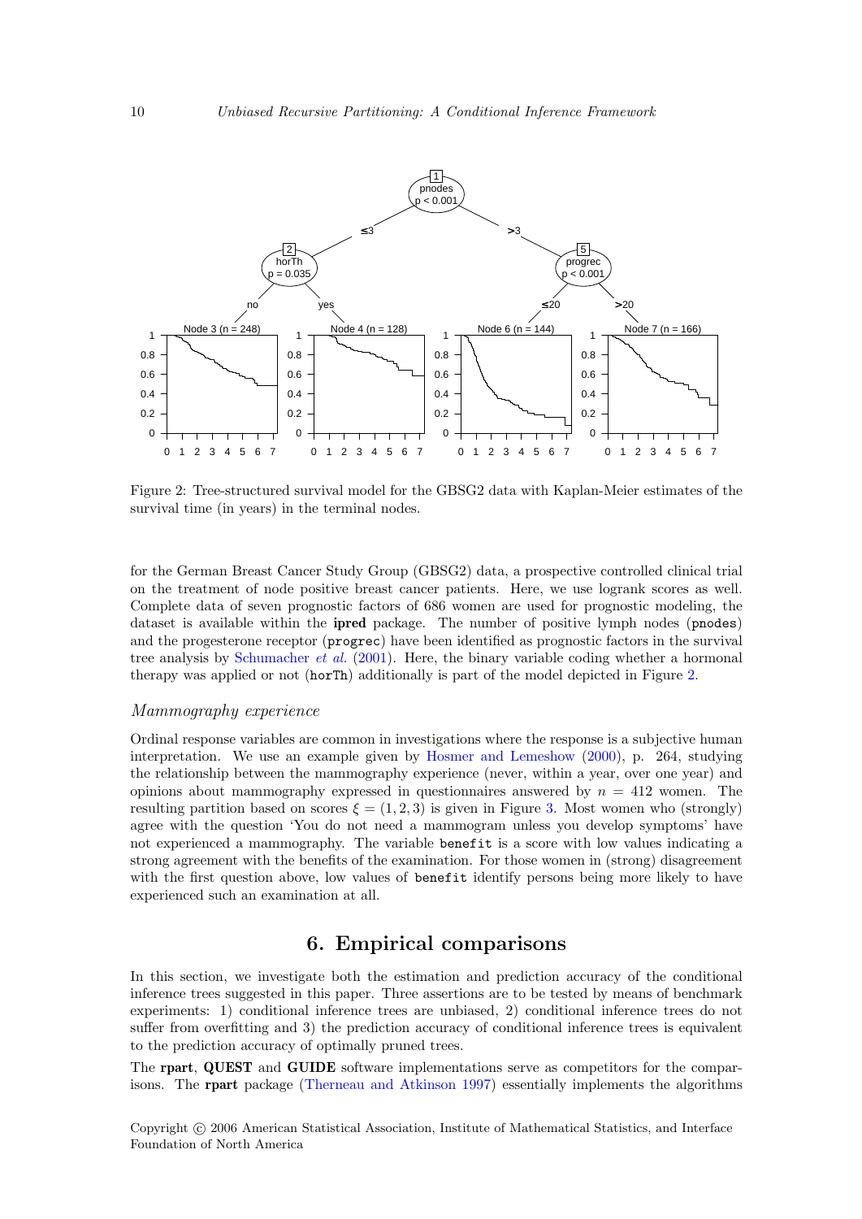Figure 2: Tree-structured survival model for the GBSG2 data with Kaplan-Meier estimates of the survival time (in years) in the terminal nodes.

for the German Breast Cancer Study Group (GBSG2) data, a prospective controlled clinical trial on the treatment of node positive breast cancer patients. Here, we use logrank scores as well. Complete data of seven prognostic factors of 686 women are used for prognostic modeling, the dataset is available within the **ipred** package. The number of positive lymph nodes (`pnodes`) and the progesterone receptor (`progrec`) have been identified as prognostic factors in the survival tree analysis by Schumacher *et al.* (2001). Here, the binary variable coding whether a hormonal therapy was applied or not (`horTh`) additionally is part of the model depicted in Figure 2.

### *Mammography experience*

Ordinal response variables are common in investigations where the response is a subjective human interpretation. We use an example given by Hosmer and Lemeshow (2000), p. 264, studying the relationship between the mammography experience (never, within a year, over one year) and opinions about mammography expressed in questionnaires answered by $n = 412$ women. The resulting partition based on scores $\xi = (1, 2, 3)$ is given in Figure 3. Most women who (strongly) agree with the question 'You do not need a mammogram unless you develop symptoms' have not experienced a mammography. The variable `benefit` is a score with low values indicating a strong agreement with the benefits of the examination. For those women in (strong) disagreement with the first question above, low values of `benefit` identify persons being more likely to have experienced such an examination at all.

## 6. Empirical comparisons

In this section, we investigate both the estimation and prediction accuracy of the conditional inference trees suggested in this paper. Three assertions are to be tested by means of benchmark experiments: 1) conditional inference trees are unbiased, 2) conditional inference trees do not suffer from overfitting and 3) the prediction accuracy of conditional inference trees is equivalent to the prediction accuracy of optimally pruned trees.

The **rpart**, **QUEST** and **GUIDE** software implementations serve as competitors for the comparisons. The **rpart** package (Therneau and Atkinson 1997) essentially implements the algorithms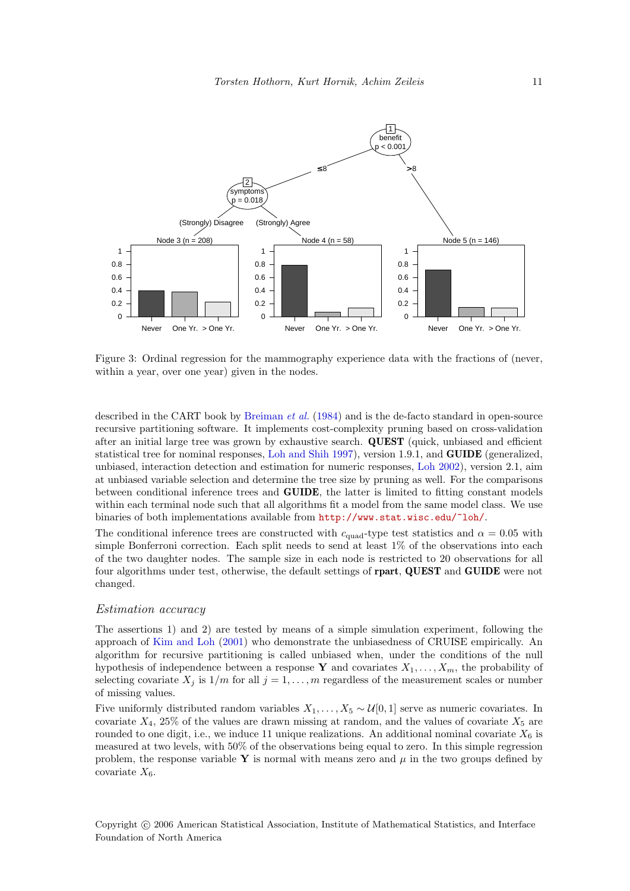Figure 3: Ordinal regression for the mammography experience data with the fractions of (never, within a year, over one year) given in the nodes.

described in the CART book by Breiman *et al.* (1984) and is the de-facto standard in open-source recursive partitioning software. It implements cost-complexity pruning based on cross-validation after an initial large tree was grown by exhaustive search. **QUEST** (quick, unbiased and efficient statistical tree for nominal responses, Loh and Shih 1997), version 1.9.1, and **GUIDE** (generalized, unbiased, interaction detection and estimation for numeric responses, Loh 2002), version 2.1, aim at unbiased variable selection and determine the tree size by pruning as well. For the comparisons between conditional inference trees and **GUIDE**, the latter is limited to fitting constant models within each terminal node such that all algorithms fit a model from the same model class. We use binaries of both implementations available from http://www.stat.wisc.edu/~loh/.

The conditional inference trees are constructed with $c_{\text{quad}}$-type test statistics and $\alpha = 0.05$ with simple Bonferroni correction. Each split needs to send at least 1% of the observations into each of the two daughter nodes. The sample size in each node is restricted to 20 observations for all four algorithms under test, otherwise, the default settings of **rpart**, **QUEST** and **GUIDE** were not changed.

### *Estimation accuracy*

The assertions 1) and 2) are tested by means of a simple simulation experiment, following the approach of Kim and Loh (2001) who demonstrate the unbiasedness of CRUISE empirically. An algorithm for recursive partitioning is called unbiased when, under the conditions of the null hypothesis of independence between a response $\mathbf{Y}$ and covariates $X_1, \dots, X_m$, the probability of selecting covariate $X_j$ is $1/m$ for all $j = 1, \dots, m$ regardless of the measurement scales or number of missing values.

Five uniformly distributed random variables $X_1, \dots, X_5 \sim \mathcal{U}[0, 1]$ serve as numeric covariates. In covariate $X_4$, 25% of the values are drawn missing at random, and the values of covariate $X_5$ are rounded to one digit, i.e., we induce 11 unique realizations. An additional nominal covariate $X_6$ is measured at two levels, with 50% of the observations being equal to zero. In this simple regression problem, the response variable $\mathbf{Y}$ is normal with means zero and $\mu$ in the two groups defined by covariate $X_6$.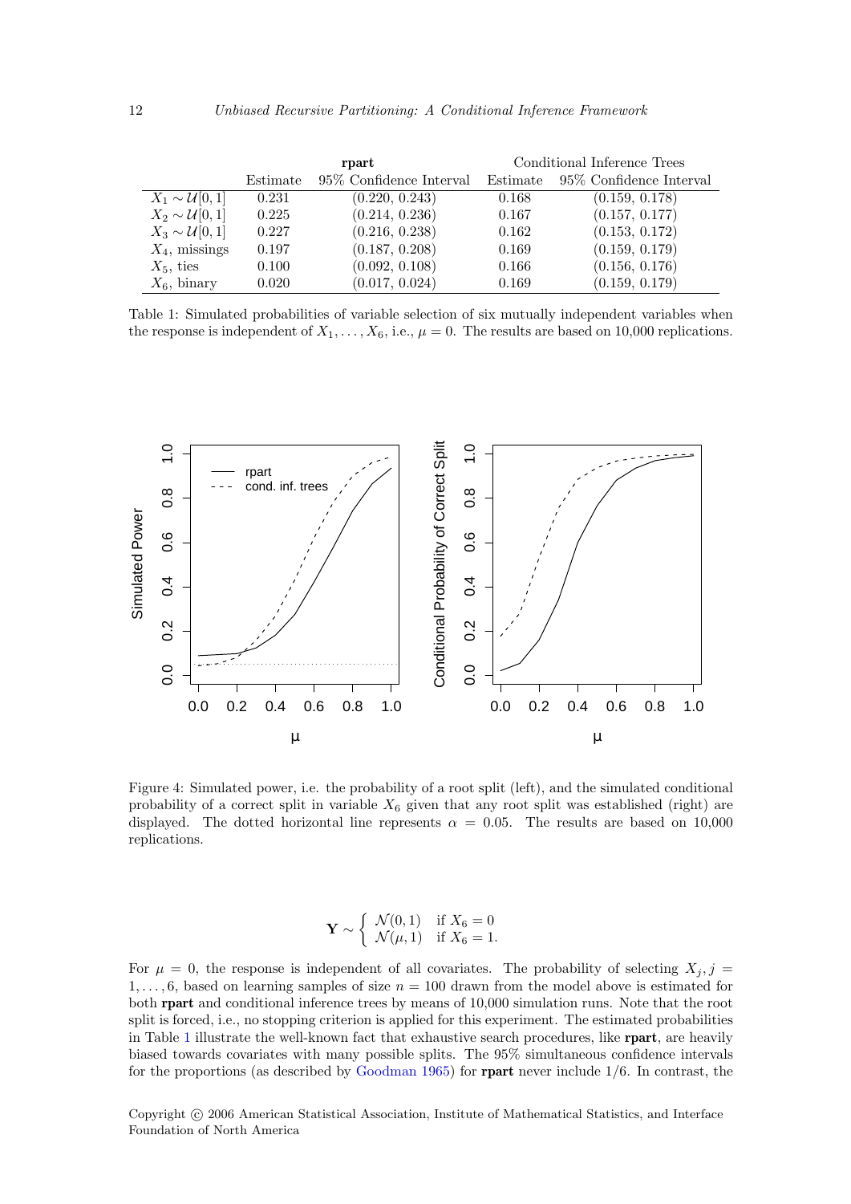| | rpart | | Conditional Inference Trees | |
|---|---|---|---|---|
| | Estimate | 95% Confidence Interval | Estimate | 95% Confidence Interval |
| $X_1 \sim \mathcal{U}[0,1]$ | 0.231 | (0.220, 0.243) | 0.168 | (0.159, 0.178) |
| $X_2 \sim \mathcal{U}[0,1]$ | 0.225 | (0.214, 0.236) | 0.167 | (0.157, 0.177) |
| $X_3 \sim \mathcal{U}[0,1]$ | 0.227 | (0.216, 0.238) | 0.162 | (0.153, 0.172) |
| $X_4$, missings | 0.197 | (0.187, 0.208) | 0.169 | (0.159, 0.179) |
| $X_5$, ties | 0.100 | (0.092, 0.108) | 0.166 | (0.156, 0.176) |
| $X_6$, binary | 0.020 | (0.017, 0.024) | 0.169 | (0.159, 0.179) |

Table 1: Simulated probabilities of variable selection of six mutually independent variables when the response is independent of $X_1, \ldots, X_6$, i.e., $\mu = 0$. The results are based on 10,000 replications.

Figure 4: Simulated power, i.e. the probability of a root split (left), and the simulated conditional probability of a correct split in variable $X_6$ given that any root split was established (right) are displayed. The dotted horizontal line represents $\alpha = 0.05$. The results are based on 10,000 replications.

$$\mathbf{Y} \sim \begin{cases} \mathcal{N}(0,1) & \text{if } X_6 = 0 \\ \mathcal{N}(\mu,1) & \text{if } X_6 = 1. \end{cases}$$

For $\mu = 0$, the response is independent of all covariates. The probability of selecting $X_j, j = 1, \ldots, 6$, based on learning samples of size $n = 100$ drawn from the model above is estimated for both **rpart** and conditional inference trees by means of 10,000 simulation runs. Note that the root split is forced, i.e., no stopping criterion is applied for this experiment. The estimated probabilities in Table 1 illustrate the well-known fact that exhaustive search procedures, like **rpart**, are heavily biased towards covariates with many possible splits. The 95% simultaneous confidence intervals for the proportions (as described by Goodman 1965) for **rpart** never include 1/6. In contrast, the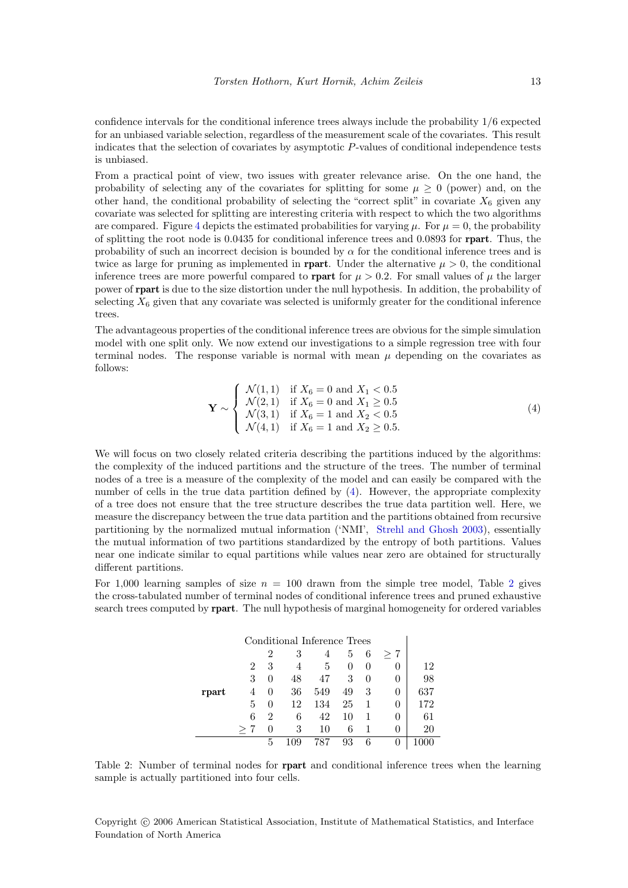confidence intervals for the conditional inference trees always include the probability 1/6 expected for an unbiased variable selection, regardless of the measurement scale of the covariates. This result indicates that the selection of covariates by asymptotic $P$-values of conditional independence tests is unbiased.

From a practical point of view, two issues with greater relevance arise. On the one hand, the probability of selecting any of the covariates for splitting for some $\mu \geq 0$ (power) and, on the other hand, the conditional probability of selecting the "correct split" in covariate $X_6$ given any covariate was selected for splitting are interesting criteria with respect to which the two algorithms are compared. Figure 4 depicts the estimated probabilities for varying $\mu$. For $\mu = 0$, the probability of splitting the root node is 0.0435 for conditional inference trees and 0.0893 for **rpart**. Thus, the probability of such an incorrect decision is bounded by $\alpha$ for the conditional inference trees and is twice as large for pruning as implemented in **rpart**. Under the alternative $\mu > 0$, the conditional inference trees are more powerful compared to **rpart** for $\mu > 0.2$. For small values of $\mu$ the larger power of **rpart** is due to the size distortion under the null hypothesis. In addition, the probability of selecting $X_6$ given that any covariate was selected is uniformly greater for the conditional inference trees.

The advantageous properties of the conditional inference trees are obvious for the simple simulation model with one split only. We now extend our investigations to a simple regression tree with four terminal nodes. The response variable is normal with mean $\mu$ depending on the covariates as follows:

$$\mathbf{Y} \sim \begin{cases} \mathcal{N}(1,1) & \text{if } X_6 = 0 \text{ and } X_1 < 0.5 \\ \mathcal{N}(2,1) & \text{if } X_6 = 0 \text{ and } X_1 \geq 0.5 \\ \mathcal{N}(3,1) & \text{if } X_6 = 1 \text{ and } X_2 < 0.5 \\ \mathcal{N}(4,1) & \text{if } X_6 = 1 \text{ and } X_2 \geq 0.5. \end{cases} \tag{4}$$

We will focus on two closely related criteria describing the partitions induced by the algorithms: the complexity of the induced partitions and the structure of the trees. The number of terminal nodes of a tree is a measure of the complexity of the model and can easily be compared with the number of cells in the true data partition defined by (4). However, the appropriate complexity of a tree does not ensure that the tree structure describes the true data partition well. Here, we measure the discrepancy between the true data partition and the partitions obtained from recursive partitioning by the normalized mutual information ('NMI', Strehl and Ghosh 2003), essentially the mutual information of two partitions standardized by the entropy of both partitions. Values near one indicate similar to equal partitions while values near zero are obtained for structurally different partitions.

For 1,000 learning samples of size $n = 100$ drawn from the simple tree model, Table 2 gives the cross-tabulated number of terminal nodes of conditional inference trees and pruned exhaustive search trees computed by **rpart**. The null hypothesis of marginal homogeneity for ordered variables

| | | Conditional Inference Trees | | | | | | |
|---|---|---|---|---|---|---|---|---|
| | | 2 | 3 | 4 | 5 | 6 | $\geq 7$ | |
| **rpart** | 2 | 3 | 4 | 5 | 0 | 0 | 0 | 12 |
| | 3 | 0 | 48 | 47 | 3 | 0 | 0 | 98 |
| | 4 | 0 | 36 | 549 | 49 | 3 | 0 | 637 |
| | 5 | 0 | 12 | 134 | 25 | 1 | 0 | 172 |
| | 6 | 2 | 6 | 42 | 10 | 1 | 0 | 61 |
| | $\geq 7$ | 0 | 3 | 10 | 6 | 1 | 0 | 20 |
| | | 5 | 109 | 787 | 93 | 6 | 0 | 1000 |

Table 2: Number of terminal nodes for **rpart** and conditional inference trees when the learning sample is actually partitioned into four cells.

Copyright © 2006 American Statistical Association, Institute of Mathematical Statistics, and Interface Foundation of North America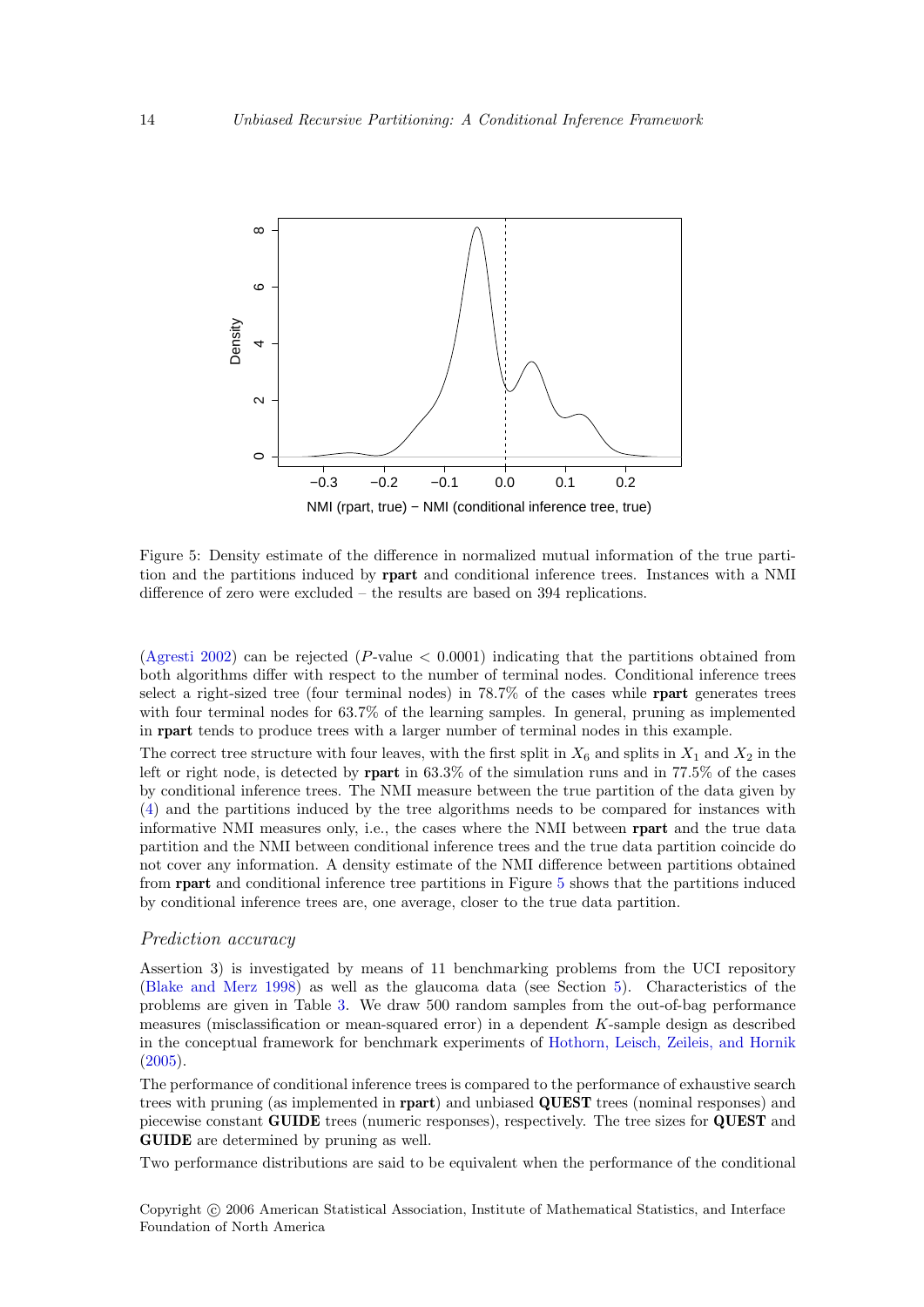Figure 5: Density estimate of the difference in normalized mutual information of the true partition and the partitions induced by **rpart** and conditional inference trees. Instances with a NMI difference of zero were excluded – the results are based on 394 replications.

(Agresti 2002) can be rejected ($P$-value $< 0.0001$) indicating that the partitions obtained from both algorithms differ with respect to the number of terminal nodes. Conditional inference trees select a right-sized tree (four terminal nodes) in 78.7% of the cases while **rpart** generates trees with four terminal nodes for 63.7% of the learning samples. In general, pruning as implemented in **rpart** tends to produce trees with a larger number of terminal nodes in this example.

The correct tree structure with four leaves, with the first split in $X_6$ and splits in $X_1$ and $X_2$ in the left or right node, is detected by **rpart** in 63.3% of the simulation runs and in 77.5% of the cases by conditional inference trees. The NMI measure between the true partition of the data given by (4) and the partitions induced by the tree algorithms needs to be compared for instances with informative NMI measures only, i.e., the cases where the NMI between **rpart** and the true data partition and the NMI between conditional inference trees and the true data partition coincide do not cover any information. A density estimate of the NMI difference between partitions obtained from **rpart** and conditional inference tree partitions in Figure 5 shows that the partitions induced by conditional inference trees are, one average, closer to the true data partition.

### *Prediction accuracy*

Assertion 3) is investigated by means of 11 benchmarking problems from the UCI repository (Blake and Merz 1998) as well as the glaucoma data (see Section 5). Characteristics of the problems are given in Table 3. We draw 500 random samples from the out-of-bag performance measures (misclassification or mean-squared error) in a dependent $K$-sample design as described in the conceptual framework for benchmark experiments of Hothorn, Leisch, Zeileis, and Hornik (2005).

The performance of conditional inference trees is compared to the performance of exhaustive search trees with pruning (as implemented in **rpart**) and unbiased **QUEST** trees (nominal responses) and piecewise constant **GUIDE** trees (numeric responses), respectively. The tree sizes for **QUEST** and **GUIDE** are determined by pruning as well.

Two performance distributions are said to be equivalent when the performance of the conditional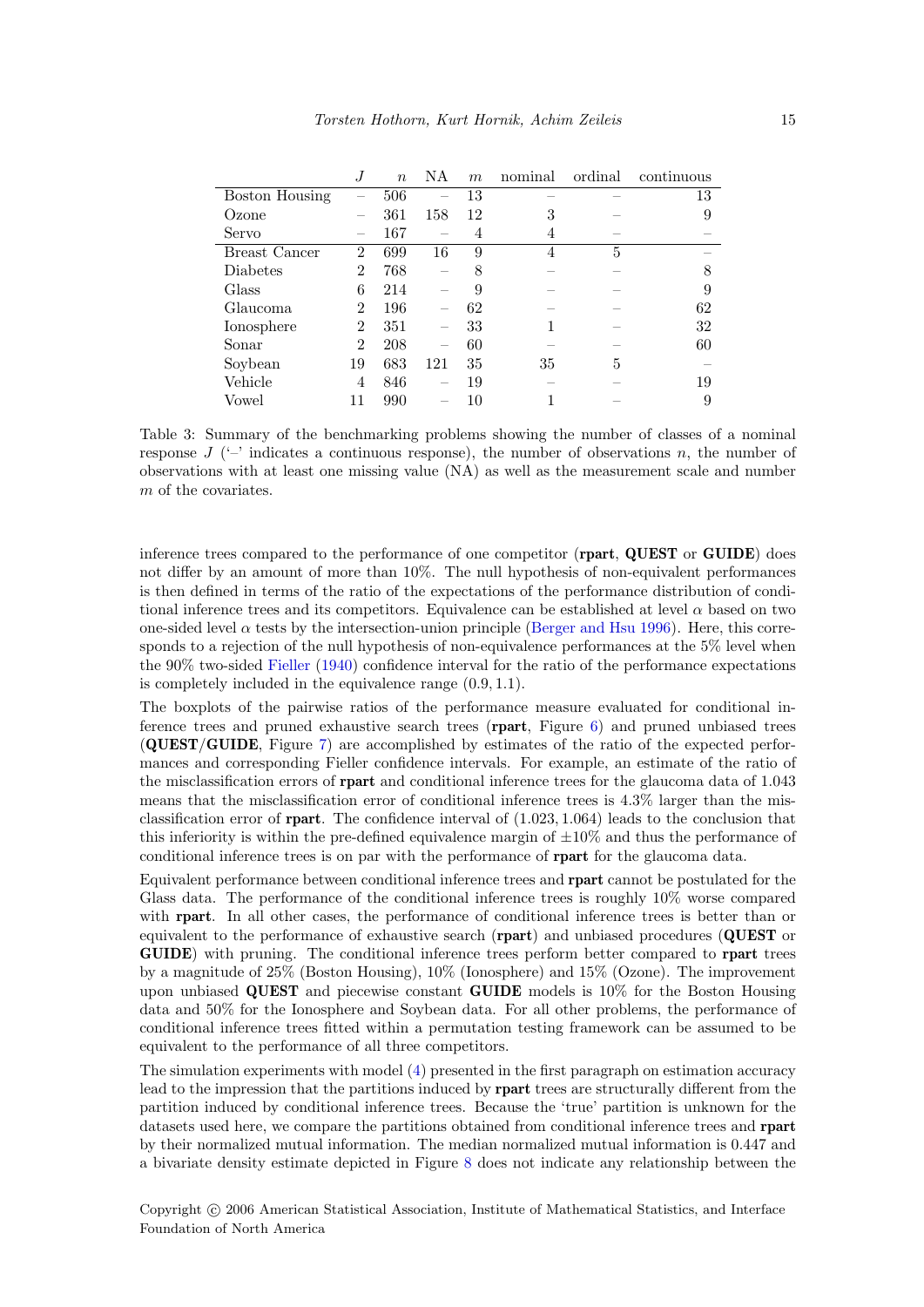|  | $J$ | $n$ | NA | $m$ | nominal | ordinal | continuous |
|---|---|---|---|---|---|---|---|
| Boston Housing | – | 506 | – | 13 | – | – | 13 |
| Ozone | – | 361 | 158 | 12 | 3 | – | 9 |
| Servo | – | 167 | – | 4 | 4 | – | – |
| Breast Cancer | 2 | 699 | 16 | 9 | 4 | 5 | – |
| Diabetes | 2 | 768 | – | 8 | – | – | 8 |
| Glass | 6 | 214 | – | 9 | – | – | 9 |
| Glaucoma | 2 | 196 | – | 62 | – | – | 62 |
| Ionosphere | 2 | 351 | – | 33 | 1 | – | 32 |
| Sonar | 2 | 208 | – | 60 | – | – | 60 |
| Soybean | 19 | 683 | 121 | 35 | 35 | 5 | – |
| Vehicle | 4 | 846 | – | 19 | – | – | 19 |
| Vowel | 11 | 990 | – | 10 | 1 | – | 9 |

Table 3: Summary of the benchmarking problems showing the number of classes of a nominal response $J$ ('–' indicates a continuous response), the number of observations $n$, the number of observations with at least one missing value (NA) as well as the measurement scale and number $m$ of the covariates.

inference trees compared to the performance of one competitor (**rpart**, **QUEST** or **GUIDE**) does not differ by an amount of more than 10%. The null hypothesis of non-equivalent performances is then defined in terms of the ratio of the expectations of the performance distribution of conditional inference trees and its competitors. Equivalence can be established at level $\alpha$ based on two one-sided level $\alpha$ tests by the intersection-union principle (Berger and Hsu 1996). Here, this corresponds to a rejection of the null hypothesis of non-equivalence performances at the 5% level when the 90% two-sided Fieller (1940) confidence interval for the ratio of the performance expectations is completely included in the equivalence range $(0.9, 1.1)$.

The boxplots of the pairwise ratios of the performance measure evaluated for conditional inference trees and pruned exhaustive search trees (**rpart**, Figure 6) and pruned unbiased trees (**QUEST**/**GUIDE**, Figure 7) are accomplished by estimates of the ratio of the expected performances and corresponding Fieller confidence intervals. For example, an estimate of the ratio of the misclassification errors of **rpart** and conditional inference trees for the glaucoma data of 1.043 means that the misclassification error of conditional inference trees is 4.3% larger than the misclassification error of **rpart**. The confidence interval of $(1.023, 1.064)$ leads to the conclusion that this inferiority is within the pre-defined equivalence margin of $\pm 10\%$ and thus the performance of conditional inference trees is on par with the performance of **rpart** for the glaucoma data.

Equivalent performance between conditional inference trees and **rpart** cannot be postulated for the Glass data. The performance of the conditional inference trees is roughly 10% worse compared with **rpart**. In all other cases, the performance of conditional inference trees is better than or equivalent to the performance of exhaustive search (**rpart**) and unbiased procedures (**QUEST** or **GUIDE**) with pruning. The conditional inference trees perform better compared to **rpart** trees by a magnitude of 25% (Boston Housing), 10% (Ionosphere) and 15% (Ozone). The improvement upon unbiased **QUEST** and piecewise constant **GUIDE** models is 10% for the Boston Housing data and 50% for the Ionosphere and Soybean data. For all other problems, the performance of conditional inference trees fitted within a permutation testing framework can be assumed to be equivalent to the performance of all three competitors.

The simulation experiments with model (4) presented in the first paragraph on estimation accuracy lead to the impression that the partitions induced by **rpart** trees are structurally different from the partition induced by conditional inference trees. Because the 'true' partition is unknown for the datasets used here, we compare the partitions obtained from conditional inference trees and **rpart** by their normalized mutual information. The median normalized mutual information is 0.447 and a bivariate density estimate depicted in Figure 8 does not indicate any relationship between the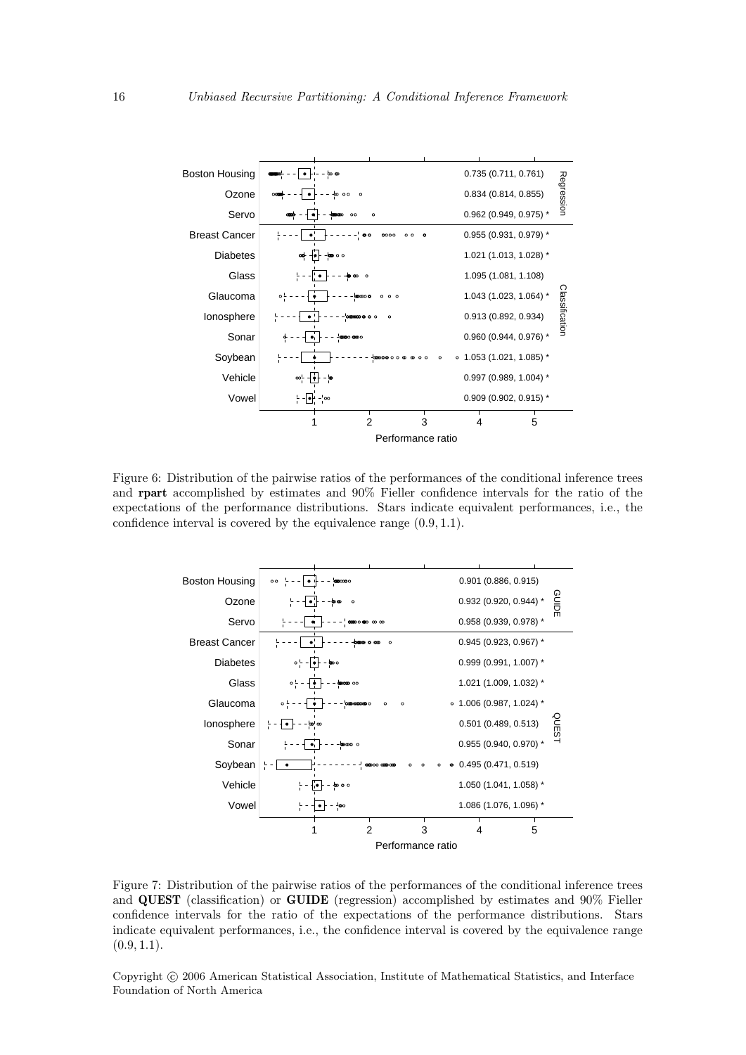Figure 6: Distribution of the pairwise ratios of the performances of the conditional inference trees and **rpart** accomplished by estimates and 90% Fieller confidence intervals for the ratio of the expectations of the performance distributions. Stars indicate equivalent performances, i.e., the confidence interval is covered by the equivalence range (0.9, 1.1).

Figure 7: Distribution of the pairwise ratios of the performances of the conditional inference trees and **QUEST** (classification) or **GUIDE** (regression) accomplished by estimates and 90% Fieller confidence intervals for the ratio of the expectations of the performance distributions. Stars indicate equivalent performances, i.e., the confidence interval is covered by the equivalence range (0.9, 1.1).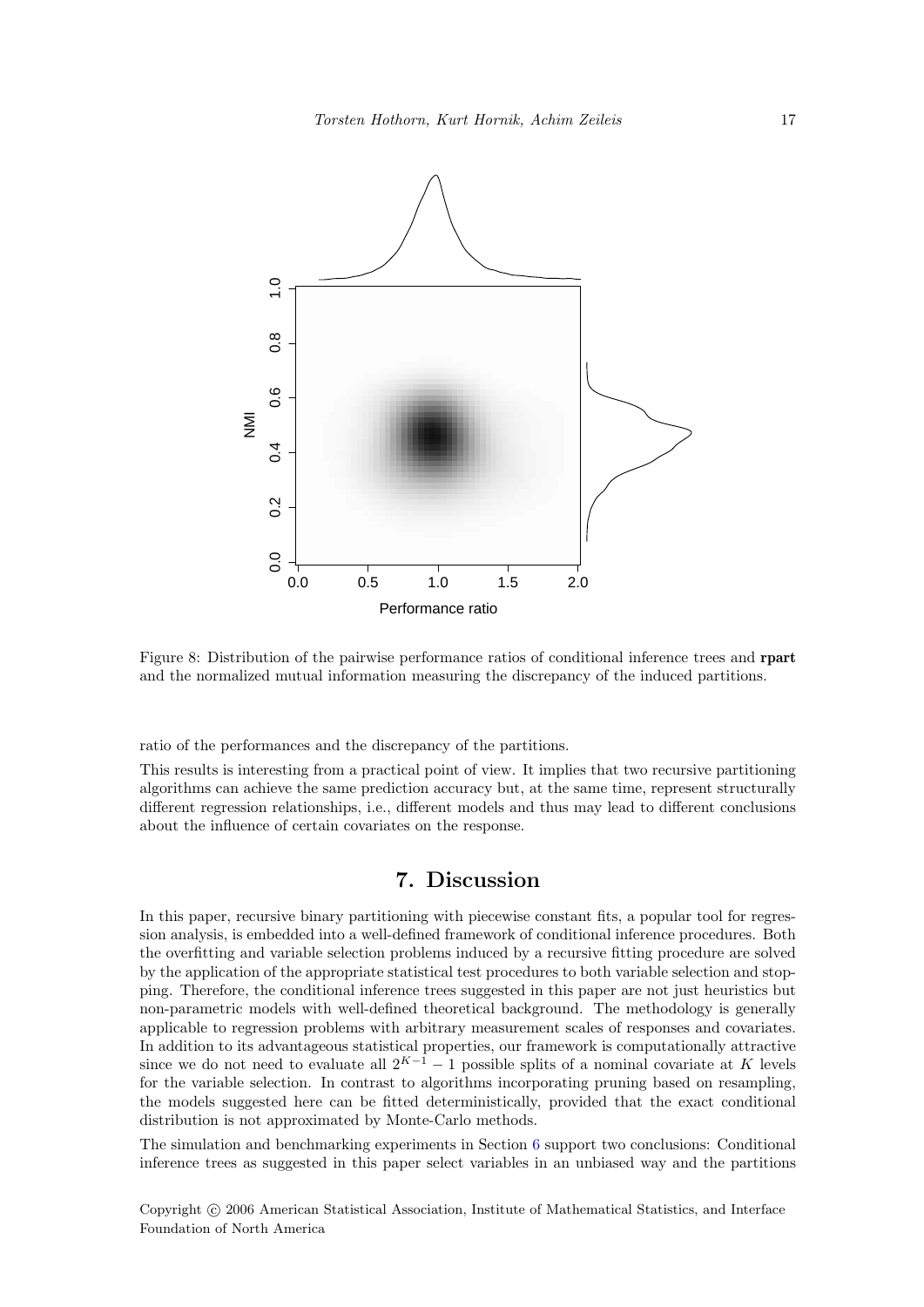Figure 8: Distribution of the pairwise performance ratios of conditional inference trees and **rpart** and the normalized mutual information measuring the discrepancy of the induced partitions.

ratio of the performances and the discrepancy of the partitions.

This results is interesting from a practical point of view. It implies that two recursive partitioning algorithms can achieve the same prediction accuracy but, at the same time, represent structurally different regression relationships, i.e., different models and thus may lead to different conclusions about the influence of certain covariates on the response.

# 7. Discussion

In this paper, recursive binary partitioning with piecewise constant fits, a popular tool for regression analysis, is embedded into a well-defined framework of conditional inference procedures. Both the overfitting and variable selection problems induced by a recursive fitting procedure are solved by the application of the appropriate statistical test procedures to both variable selection and stopping. Therefore, the conditional inference trees suggested in this paper are not just heuristics but non-parametric models with well-defined theoretical background. The methodology is generally applicable to regression problems with arbitrary measurement scales of responses and covariates. In addition to its advantageous statistical properties, our framework is computationally attractive since we do not need to evaluate all $2^{K-1} - 1$ possible splits of a nominal covariate at $K$ levels for the variable selection. In contrast to algorithms incorporating pruning based on resampling, the models suggested here can be fitted deterministically, provided that the exact conditional distribution is not approximated by Monte-Carlo methods.

The simulation and benchmarking experiments in Section 6 support two conclusions: Conditional inference trees as suggested in this paper select variables in an unbiased way and the partitions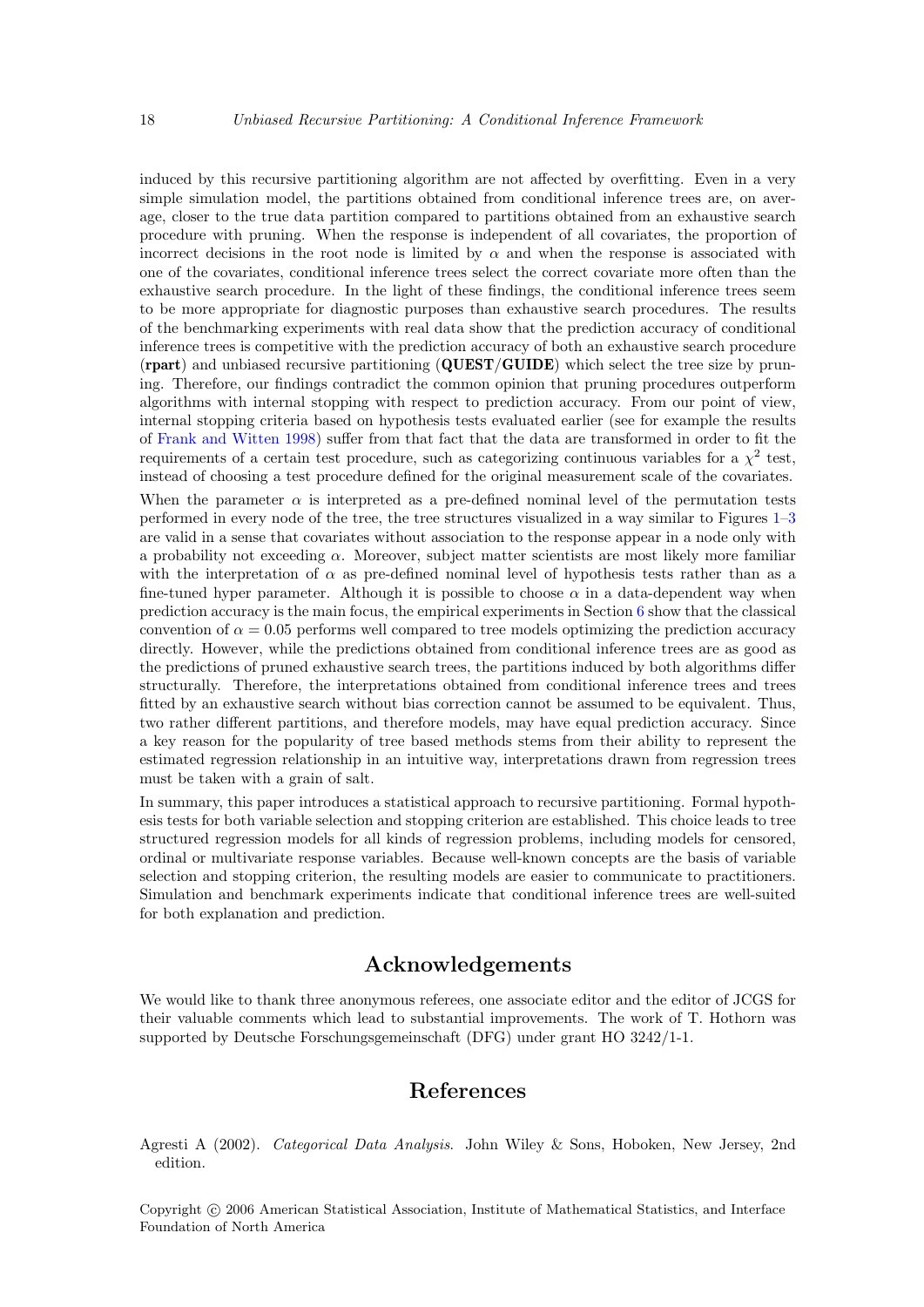induced by this recursive partitioning algorithm are not affected by overfitting. Even in a very simple simulation model, the partitions obtained from conditional inference trees are, on average, closer to the true data partition compared to partitions obtained from an exhaustive search procedure with pruning. When the response is independent of all covariates, the proportion of incorrect decisions in the root node is limited by $\alpha$ and when the response is associated with one of the covariates, conditional inference trees select the correct covariate more often than the exhaustive search procedure. In the light of these findings, the conditional inference trees seem to be more appropriate for diagnostic purposes than exhaustive search procedures. The results of the benchmarking experiments with real data show that the prediction accuracy of conditional inference trees is competitive with the prediction accuracy of both an exhaustive search procedure (**rpart**) and unbiased recursive partitioning (**QUEST/GUIDE**) which select the tree size by pruning. Therefore, our findings contradict the common opinion that pruning procedures outperform algorithms with internal stopping with respect to prediction accuracy. From our point of view, internal stopping criteria based on hypothesis tests evaluated earlier (see for example the results of Frank and Witten 1998) suffer from that fact that the data are transformed in order to fit the requirements of a certain test procedure, such as categorizing continuous variables for a $\chi^2$ test, instead of choosing a test procedure defined for the original measurement scale of the covariates.

When the parameter $\alpha$ is interpreted as a pre-defined nominal level of the permutation tests performed in every node of the tree, the tree structures visualized in a way similar to Figures 1–3 are valid in a sense that covariates without association to the response appear in a node only with a probability not exceeding $\alpha$. Moreover, subject matter scientists are most likely more familiar with the interpretation of $\alpha$ as pre-defined nominal level of hypothesis tests rather than as a fine-tuned hyper parameter. Although it is possible to choose $\alpha$ in a data-dependent way when prediction accuracy is the main focus, the empirical experiments in Section 6 show that the classical convention of $\alpha = 0.05$ performs well compared to tree models optimizing the prediction accuracy directly. However, while the predictions obtained from conditional inference trees are as good as the predictions of pruned exhaustive search trees, the partitions induced by both algorithms differ structurally. Therefore, the interpretations obtained from conditional inference trees and trees fitted by an exhaustive search without bias correction cannot be assumed to be equivalent. Thus, two rather different partitions, and therefore models, may have equal prediction accuracy. Since a key reason for the popularity of tree based methods stems from their ability to represent the estimated regression relationship in an intuitive way, interpretations drawn from regression trees must be taken with a grain of salt.

In summary, this paper introduces a statistical approach to recursive partitioning. Formal hypothesis tests for both variable selection and stopping criterion are established. This choice leads to tree structured regression models for all kinds of regression problems, including models for censored, ordinal or multivariate response variables. Because well-known concepts are the basis of variable selection and stopping criterion, the resulting models are easier to communicate to practitioners. Simulation and benchmark experiments indicate that conditional inference trees are well-suited for both explanation and prediction.

## Acknowledgements

We would like to thank three anonymous referees, one associate editor and the editor of JCGS for their valuable comments which lead to substantial improvements. The work of T. Hothorn was supported by Deutsche Forschungsgemeinschaft (DFG) under grant HO 3242/1-1.

## References

Agresti A (2002). *Categorical Data Analysis*. John Wiley & Sons, Hoboken, New Jersey, 2nd edition.

Copyright © 2006 American Statistical Association, Institute of Mathematical Statistics, and Interface Foundation of North America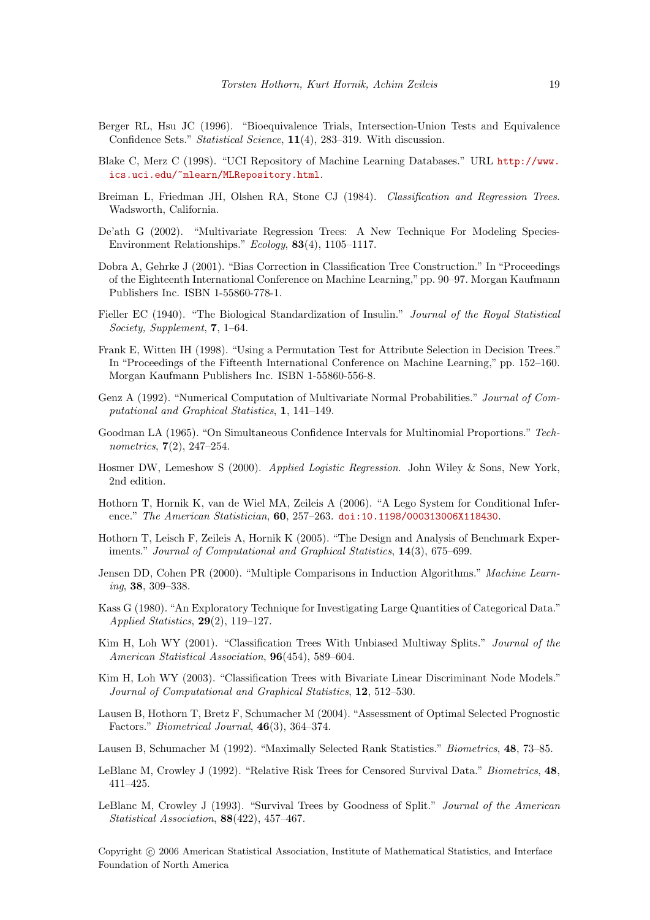Berger RL, Hsu JC (1996). "Bioequivalence Trials, Intersection-Union Tests and Equivalence Confidence Sets." *Statistical Science*, **11**(4), 283–319. With discussion.

Blake C, Merz C (1998). "UCI Repository of Machine Learning Databases." URL http://www.ics.uci.edu/~mlearn/MLRepository.html.

Breiman L, Friedman JH, Olshen RA, Stone CJ (1984). *Classification and Regression Trees*. Wadsworth, California.

De'ath G (2002). "Multivariate Regression Trees: A New Technique For Modeling Species-Environment Relationships." *Ecology*, **83**(4), 1105–1117.

Dobra A, Gehrke J (2001). "Bias Correction in Classification Tree Construction." In "Proceedings of the Eighteenth International Conference on Machine Learning," pp. 90–97. Morgan Kaufmann Publishers Inc. ISBN 1-55860-778-1.

Fieller EC (1940). "The Biological Standardization of Insulin." *Journal of the Royal Statistical Society, Supplement*, **7**, 1–64.

Frank E, Witten IH (1998). "Using a Permutation Test for Attribute Selection in Decision Trees." In "Proceedings of the Fifteenth International Conference on Machine Learning," pp. 152–160. Morgan Kaufmann Publishers Inc. ISBN 1-55860-556-8.

Genz A (1992). "Numerical Computation of Multivariate Normal Probabilities." *Journal of Computational and Graphical Statistics*, **1**, 141–149.

Goodman LA (1965). "On Simultaneous Confidence Intervals for Multinomial Proportions." *Technometrics*, **7**(2), 247–254.

Hosmer DW, Lemeshow S (2000). *Applied Logistic Regression*. John Wiley & Sons, New York, 2nd edition.

Hothorn T, Hornik K, van de Wiel MA, Zeileis A (2006). "A Lego System for Conditional Inference." *The American Statistician*, **60**, 257–263. doi:10.1198/000313006X118430.

Hothorn T, Leisch F, Zeileis A, Hornik K (2005). "The Design and Analysis of Benchmark Experiments." *Journal of Computational and Graphical Statistics*, **14**(3), 675–699.

Jensen DD, Cohen PR (2000). "Multiple Comparisons in Induction Algorithms." *Machine Learning*, **38**, 309–338.

Kass G (1980). "An Exploratory Technique for Investigating Large Quantities of Categorical Data." *Applied Statistics*, **29**(2), 119–127.

Kim H, Loh WY (2001). "Classification Trees With Unbiased Multiway Splits." *Journal of the American Statistical Association*, **96**(454), 589–604.

Kim H, Loh WY (2003). "Classification Trees with Bivariate Linear Discriminant Node Models." *Journal of Computational and Graphical Statistics*, **12**, 512–530.

Lausen B, Hothorn T, Bretz F, Schumacher M (2004). "Assessment of Optimal Selected Prognostic Factors." *Biometrical Journal*, **46**(3), 364–374.

Lausen B, Schumacher M (1992). "Maximally Selected Rank Statistics." *Biometrics*, **48**, 73–85.

LeBlanc M, Crowley J (1992). "Relative Risk Trees for Censored Survival Data." *Biometrics*, **48**, 411–425.

LeBlanc M, Crowley J (1993). "Survival Trees by Goodness of Split." *Journal of the American Statistical Association*, **88**(422), 457–467.

Copyright © 2006 American Statistical Association, Institute of Mathematical Statistics, and Interface Foundation of North America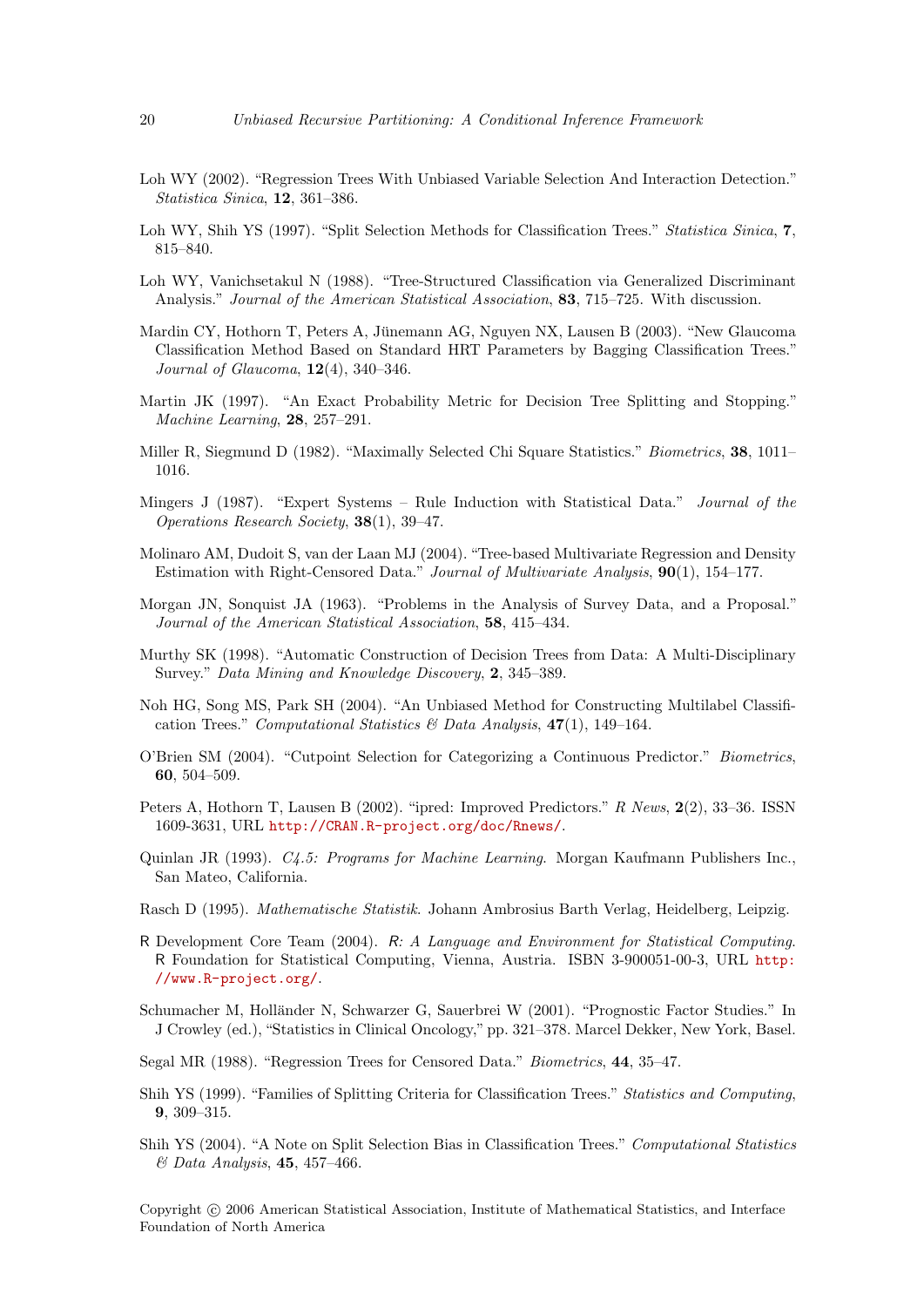Loh WY (2002). "Regression Trees With Unbiased Variable Selection And Interaction Detection." *Statistica Sinica*, **12**, 361–386.

Loh WY, Shih YS (1997). "Split Selection Methods for Classification Trees." *Statistica Sinica*, **7**, 815–840.

Loh WY, Vanichsetakul N (1988). "Tree-Structured Classification via Generalized Discriminant Analysis." *Journal of the American Statistical Association*, **83**, 715–725. With discussion.

Mardin CY, Hothorn T, Peters A, Jünemann AG, Nguyen NX, Lausen B (2003). "New Glaucoma Classification Method Based on Standard HRT Parameters by Bagging Classification Trees." *Journal of Glaucoma*, **12**(4), 340–346.

Martin JK (1997). "An Exact Probability Metric for Decision Tree Splitting and Stopping." *Machine Learning*, **28**, 257–291.

Miller R, Siegmund D (1982). "Maximally Selected Chi Square Statistics." *Biometrics*, **38**, 1011–1016.

Mingers J (1987). "Expert Systems – Rule Induction with Statistical Data." *Journal of the Operations Research Society*, **38**(1), 39–47.

Molinaro AM, Dudoit S, van der Laan MJ (2004). "Tree-based Multivariate Regression and Density Estimation with Right-Censored Data." *Journal of Multivariate Analysis*, **90**(1), 154–177.

Morgan JN, Sonquist JA (1963). "Problems in the Analysis of Survey Data, and a Proposal." *Journal of the American Statistical Association*, **58**, 415–434.

Murthy SK (1998). "Automatic Construction of Decision Trees from Data: A Multi-Disciplinary Survey." *Data Mining and Knowledge Discovery*, **2**, 345–389.

Noh HG, Song MS, Park SH (2004). "An Unbiased Method for Constructing Multilabel Classification Trees." *Computational Statistics & Data Analysis*, **47**(1), 149–164.

O'Brien SM (2004). "Cutpoint Selection for Categorizing a Continuous Predictor." *Biometrics*, **60**, 504–509.

Peters A, Hothorn T, Lausen B (2002). "ipred: Improved Predictors." *R News*, **2**(2), 33–36. ISSN 1609-3631, URL http://CRAN.R-project.org/doc/Rnews/.

Quinlan JR (1993). *C4.5: Programs for Machine Learning*. Morgan Kaufmann Publishers Inc., San Mateo, California.

Rasch D (1995). *Mathematische Statistik*. Johann Ambrosius Barth Verlag, Heidelberg, Leipzig.

R Development Core Team (2004). *R: A Language and Environment for Statistical Computing*. R Foundation for Statistical Computing, Vienna, Austria. ISBN 3-900051-00-3, URL http://www.R-project.org/.

Schumacher M, Holländer N, Schwarzer G, Sauerbrei W (2001). "Prognostic Factor Studies." In J Crowley (ed.), "Statistics in Clinical Oncology," pp. 321–378. Marcel Dekker, New York, Basel.

Segal MR (1988). "Regression Trees for Censored Data." *Biometrics*, **44**, 35–47.

Shih YS (1999). "Families of Splitting Criteria for Classification Trees." *Statistics and Computing*, **9**, 309–315.

Shih YS (2004). "A Note on Split Selection Bias in Classification Trees." *Computational Statistics & Data Analysis*, **45**, 457–466.

Copyright © 2006 American Statistical Association, Institute of Mathematical Statistics, and Interface Foundation of North America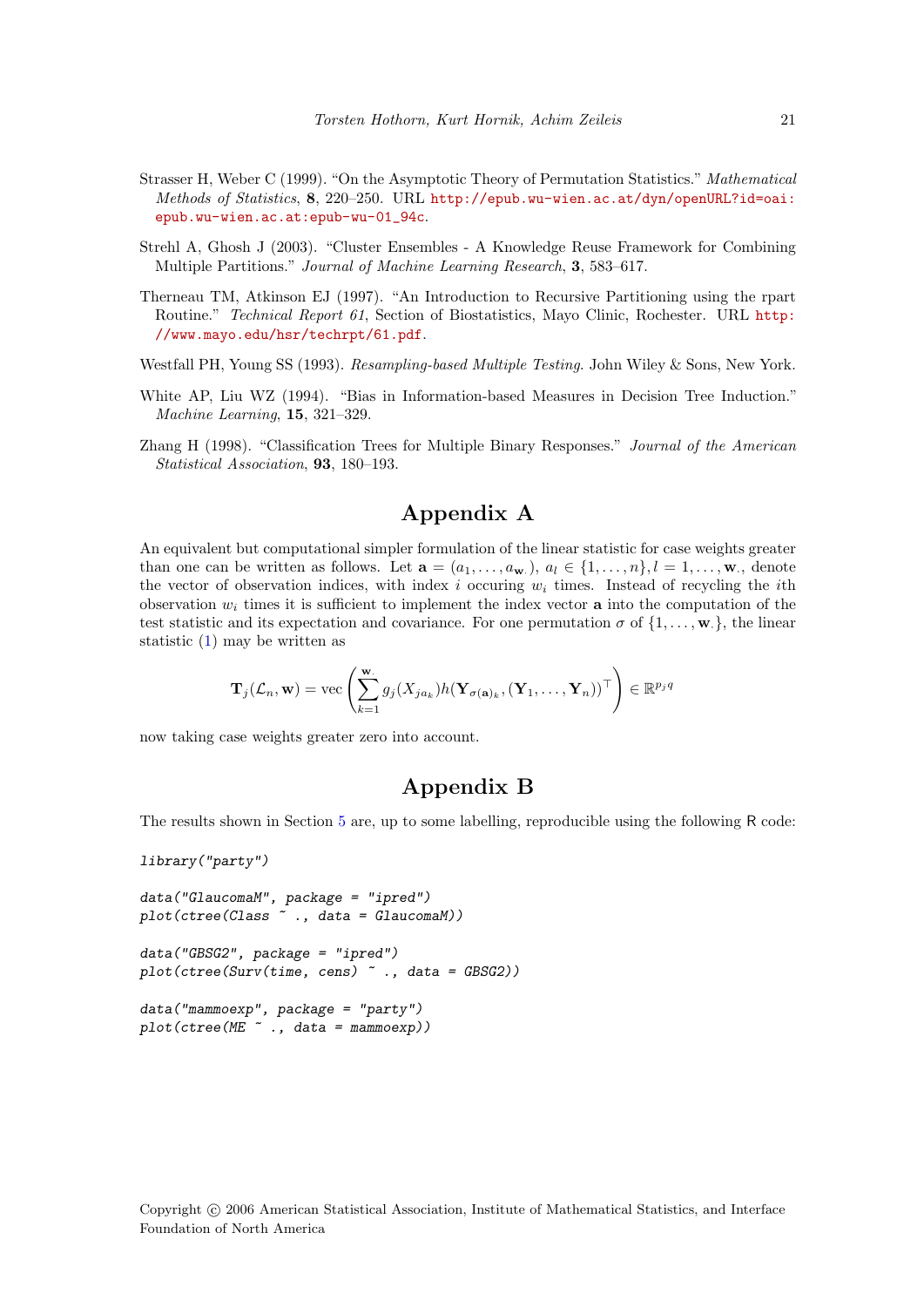Strasser H, Weber C (1999). "On the Asymptotic Theory of Permutation Statistics." *Mathematical Methods of Statistics*, **8**, 220–250. URL http://epub.wu-wien.ac.at/dyn/openURL?id=oai:epub.wu-wien.ac.at:epub-wu-01_94c.

Strehl A, Ghosh J (2003). "Cluster Ensembles - A Knowledge Reuse Framework for Combining Multiple Partitions." *Journal of Machine Learning Research*, **3**, 583–617.

Therneau TM, Atkinson EJ (1997). "An Introduction to Recursive Partitioning using the rpart Routine." *Technical Report 61*, Section of Biostatistics, Mayo Clinic, Rochester. URL http://www.mayo.edu/hsr/techrpt/61.pdf.

Westfall PH, Young SS (1993). *Resampling-based Multiple Testing*. John Wiley & Sons, New York.

White AP, Liu WZ (1994). "Bias in Information-based Measures in Decision Tree Induction." *Machine Learning*, **15**, 321–329.

Zhang H (1998). "Classification Trees for Multiple Binary Responses." *Journal of the American Statistical Association*, **93**, 180–193.

# Appendix A

An equivalent but computational simpler formulation of the linear statistic for case weights greater than one can be written as follows. Let $\mathbf{a} = (a_1, \dots, a_{\mathbf{w}_\cdot})$, $a_l \in \{1, \dots, n\}, l = 1, \dots, \mathbf{w}_\cdot$, denote the vector of observation indices, with index $i$ occuring $w_i$ times. Instead of recycling the $i$th observation $w_i$ times it is sufficient to implement the index vector $\mathbf{a}$ into the computation of the test statistic and its expectation and covariance. For one permutation $\sigma$ of $\{1, \dots, \mathbf{w}_\cdot\}$, the linear statistic (1) may be written as

$$\mathbf{T}_j(\mathcal{L}_n, \mathbf{w}) = \text{vec}\left(\sum_{k=1}^{\mathbf{w}_\cdot} g_j(X_{ja_k}) h(\mathbf{Y}_{\sigma(\mathbf{a})_k}, (\mathbf{Y}_1, \dots, \mathbf{Y}_n))^\top\right) \in \mathbb{R}^{p_j q}$$

now taking case weights greater zero into account.

# Appendix B

The results shown in Section 5 are, up to some labelling, reproducible using the following R code:

```
library("party")

data("GlaucomaM", package = "ipred")
plot(ctree(Class ~ ., data = GlaucomaM))

data("GBSG2", package = "ipred")
plot(ctree(Surv(time, cens) ~ ., data = GBSG2))

data("mammoexp", package = "party")
plot(ctree(ME ~ ., data = mammoexp))
```

Copyright © 2006 American Statistical Association, Institute of Mathematical Statistics, and Interface Foundation of North America